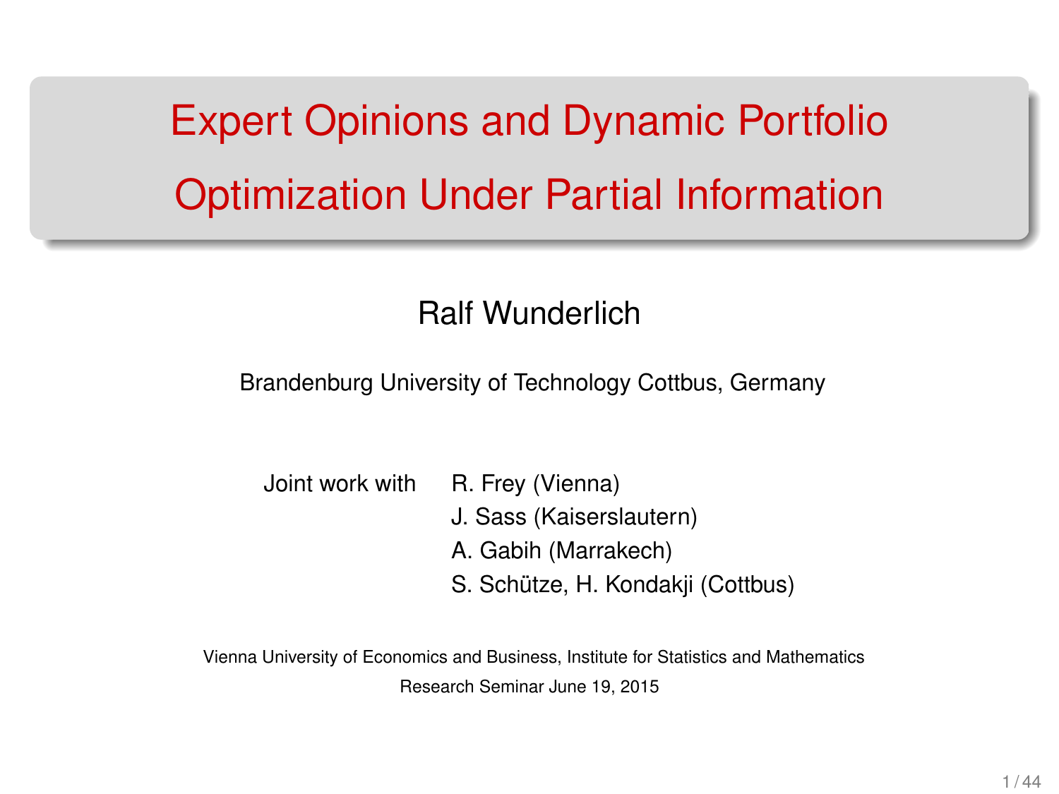# Expert Opinions and Dynamic Portfolio Optimization Under Partial Information

Ralf Wunderlich

Brandenburg University of Technology Cottbus, Germany

Joint work with
- R. Frey (Vienna)
- J. Sass (Kaiserslautern)
- A. Gabih (Marrakech)
- S. Schütze, H. Kondakji (Cottbus)

Vienna University of Economics and Business, Institute for Statistics and Mathematics

Research Seminar June 19, 2015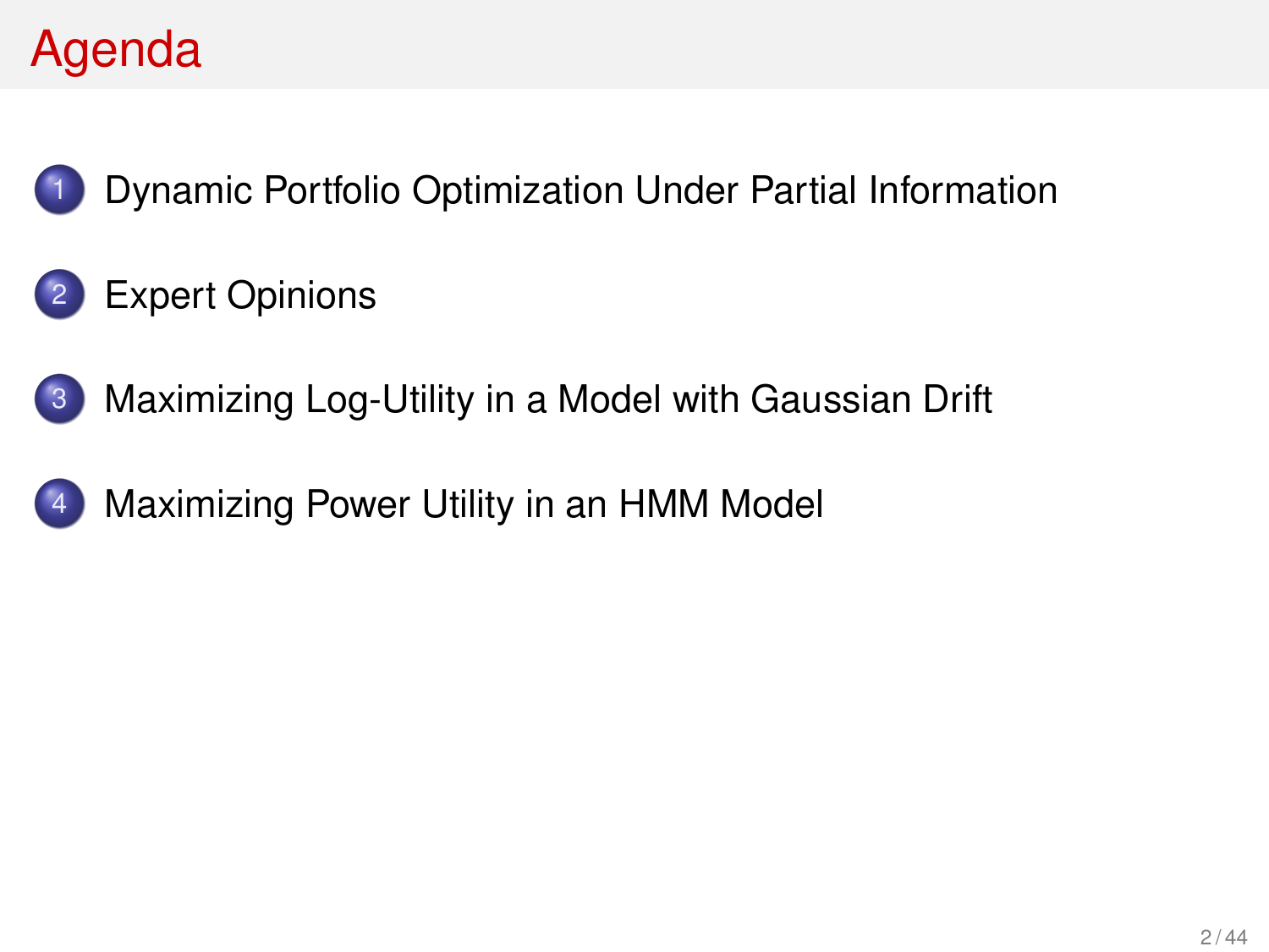# Agenda

1. Dynamic Portfolio Optimization Under Partial Information
2. Expert Opinions
3. Maximizing Log-Utility in a Model with Gaussian Drift
4. Maximizing Power Utility in an HMM Model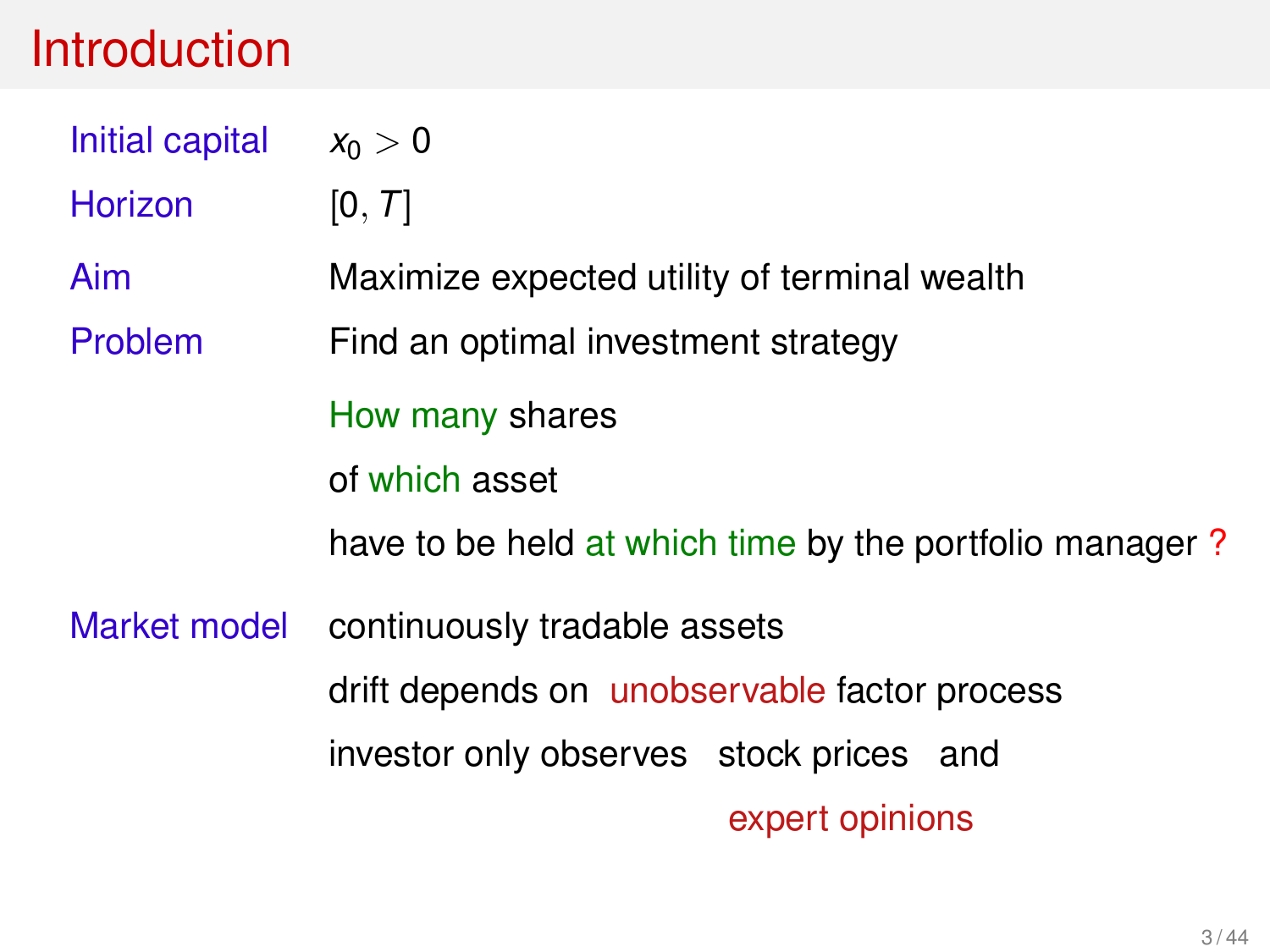# Introduction

| | |
|---|---|
| Initial capital | $x_0 > 0$ |
| Horizon | $[0, T]$ |
| Aim | Maximize expected utility of terminal wealth |
| Problem | Find an optimal investment strategy |
| | How many shares |
| | of which asset |
| | have to be held at which time by the portfolio manager ? |
| Market model | continuously tradable assets |
| | drift depends on unobservable factor process |
| | investor only observes stock prices and |
| | expert opinions |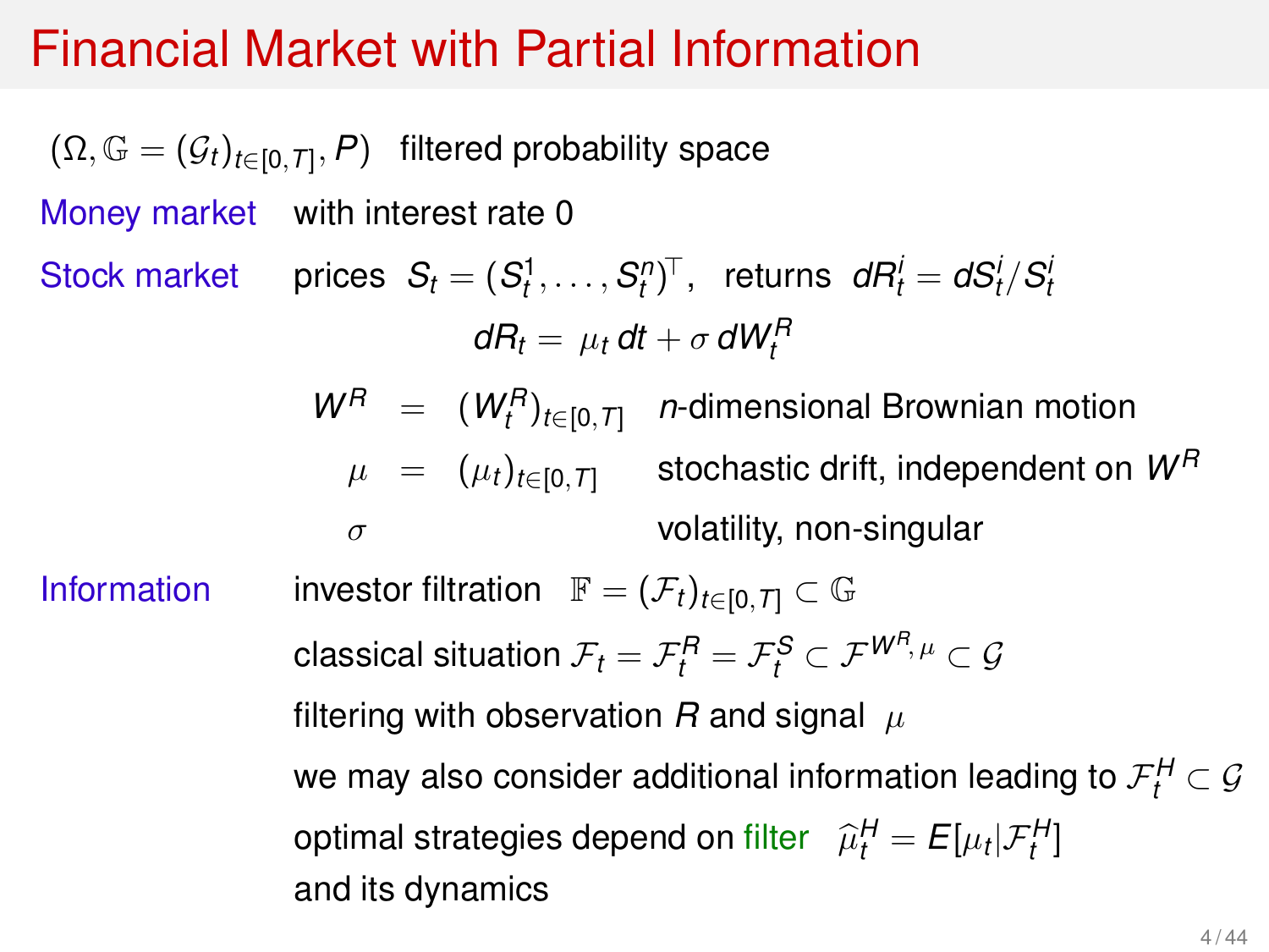# Financial Market with Partial Information

$(\Omega, \mathbb{G} = (\mathcal{G}_t)_{t\in[0,T]}, P)$ filtered probability space

**Money market** with interest rate 0

**Stock market** prices $S_t = (S_t^1, \ldots, S_t^n)^\top$, returns $dR_t^i = dS_t^i / S_t^i$

$$dR_t = \mu_t \, dt + \sigma \, dW_t^R$$

| | | | |
|---|---|---|---|
| $W^R$ | $=$ | $(W_t^R)_{t\in[0,T]}$ | $n$-dimensional Brownian motion |
| $\mu$ | $=$ | $(\mu_t)_{t\in[0,T]}$ | stochastic drift, independent on $W^R$ |
| $\sigma$ | | | volatility, non-singular |

**Information** investor filtration $\mathbb{F} = (\mathcal{F}_t)_{t\in[0,T]} \subset \mathbb{G}$

classical situation $\mathcal{F}_t = \mathcal{F}_t^R = \mathcal{F}_t^S \subset \mathcal{F}^{W^R,\mu} \subset \mathcal{G}$

filtering with observation $R$ and signal $\mu$

we may also consider additional information leading to $\mathcal{F}_t^H \subset \mathcal{G}$

optimal strategies depend on filter $\widehat{\mu}_t^H = E[\mu_t | \mathcal{F}_t^H]$ and its dynamics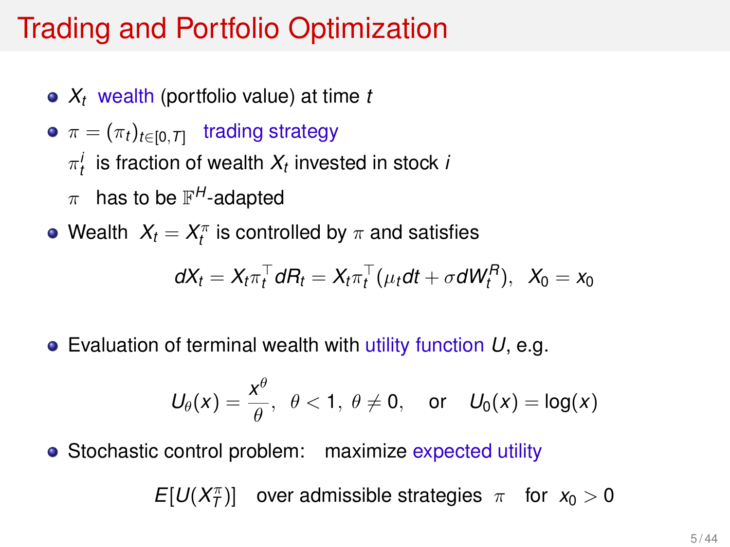# Trading and Portfolio Optimization

- $X_t$ wealth (portfolio value) at time $t$
- $\pi = (\pi_t)_{t \in [0,T]}$ trading strategy

  $\pi_t^i$ is fraction of wealth $X_t$ invested in stock $i$

  $\pi$ has to be $\mathbb{F}^H$-adapted
- Wealth $X_t = X_t^\pi$ is controlled by $\pi$ and satisfies

$$dX_t = X_t \pi_t^\top dR_t = X_t \pi_t^\top (\mu_t dt + \sigma dW_t^R), \quad X_0 = x_0$$

- Evaluation of terminal wealth with utility function $U$, e.g.

$$U_\theta(x) = \frac{x^\theta}{\theta}, \;\; \theta < 1, \; \theta \neq 0, \quad \text{or} \quad U_0(x) = \log(x)$$

- Stochastic control problem: maximize expected utility

$$E[U(X_T^\pi)] \quad \text{over admissible strategies } \pi \quad \text{for } x_0 > 0$$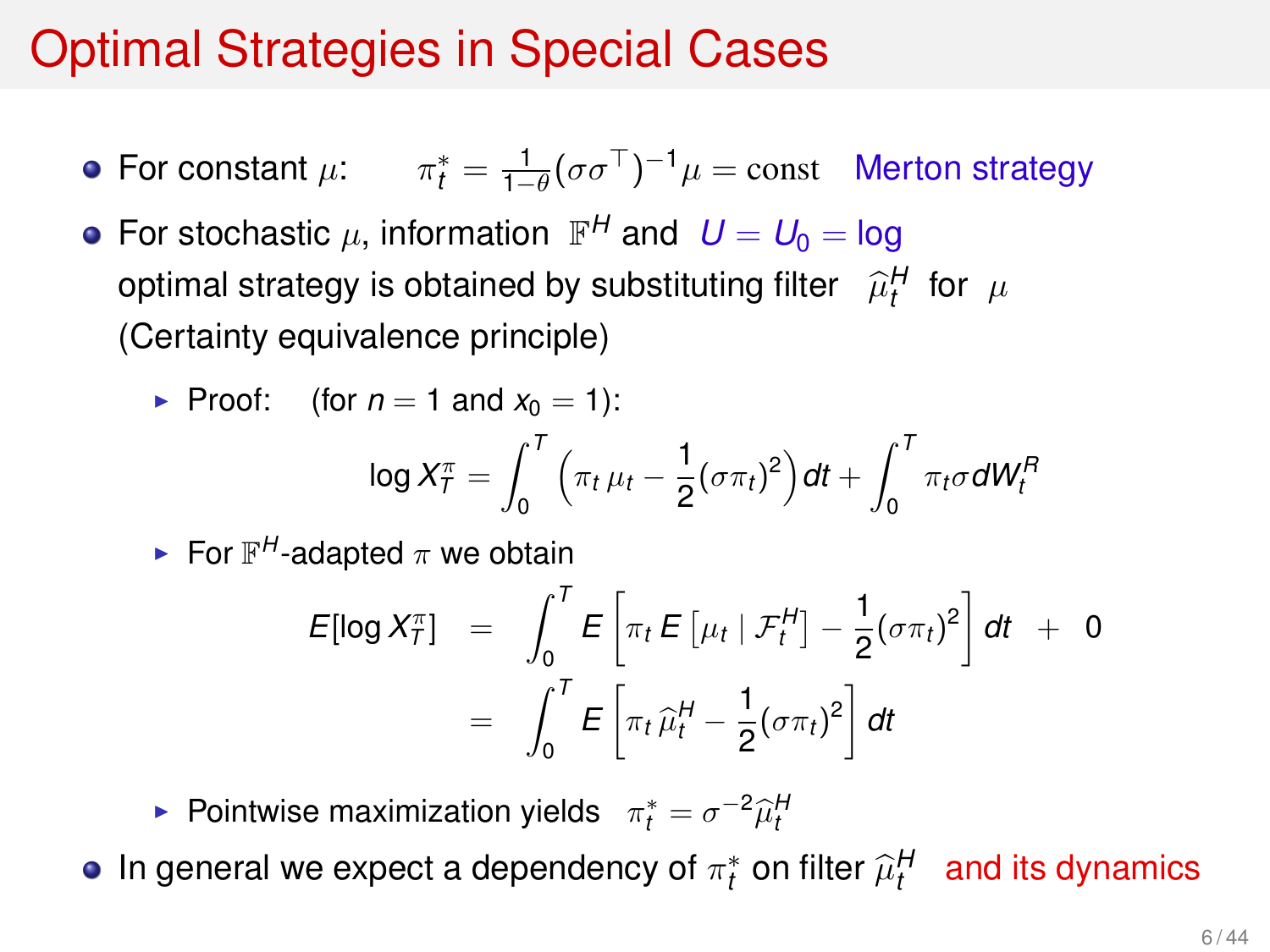# Optimal Strategies in Special Cases

- For constant $\mu$: $\quad \pi_t^* = \frac{1}{1-\theta}(\sigma\sigma^\top)^{-1}\mu = \text{const}$ Merton strategy
- For stochastic $\mu$, information $\mathbb{F}^H$ and $U = U_0 = \log$ optimal strategy is obtained by substituting filter $\widehat{\mu}_t^H$ for $\mu$ (Certainty equivalence principle)
  - Proof: (for $n = 1$ and $x_0 = 1$):
  $$\log X_T^\pi = \int_0^T \Big(\pi_t\, \mu_t - \frac{1}{2}(\sigma\pi_t)^2\Big)\, dt + \int_0^T \pi_t \sigma\, dW_t^R$$
  - For $\mathbb{F}^H$-adapted $\pi$ we obtain
  $$\begin{aligned} E[\log X_T^\pi] &= \int_0^T E\left[\pi_t\, E\left[\mu_t \mid \mathcal{F}_t^H\right] - \frac{1}{2}(\sigma\pi_t)^2\right] dt \;+\; 0 \\ &= \int_0^T E\left[\pi_t\, \widehat{\mu}_t^H - \frac{1}{2}(\sigma\pi_t)^2\right] dt \end{aligned}$$
  - Pointwise maximization yields $\pi_t^* = \sigma^{-2}\widehat{\mu}_t^H$
- In general we expect a dependency of $\pi_t^*$ on filter $\widehat{\mu}_t^H$ and its dynamics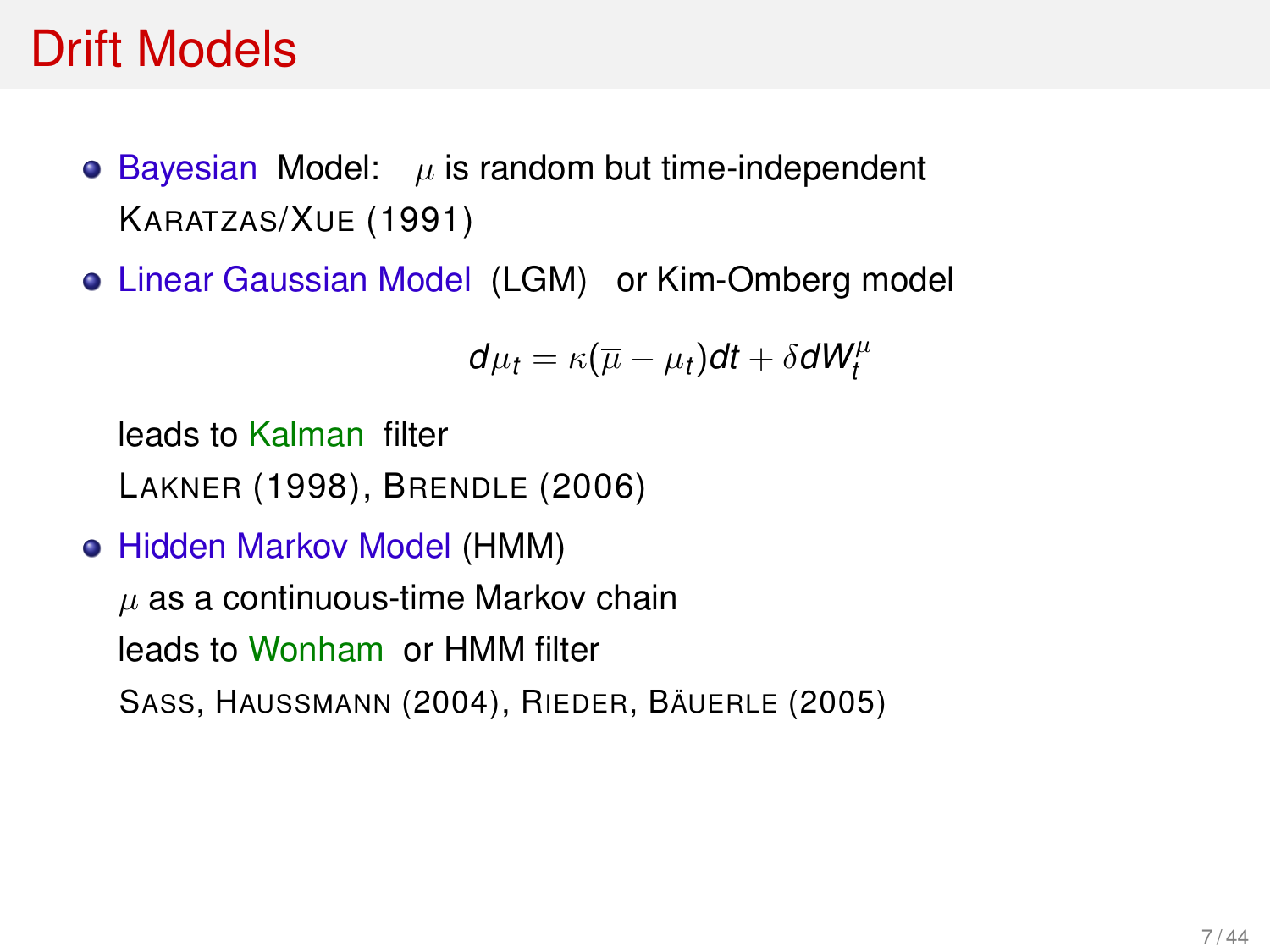# Drift Models

- Bayesian Model: $\mu$ is random but time-independent
  KARATZAS/XUE (1991)
- Linear Gaussian Model (LGM) or Kim-Omberg model

$$d\mu_t = \kappa(\overline{\mu} - \mu_t)dt + \delta dW_t^{\mu}$$

  leads to Kalman filter
  LAKNER (1998), BRENDLE (2006)
- Hidden Markov Model (HMM)
  $\mu$ as a continuous-time Markov chain
  leads to Wonham or HMM filter
  SASS, HAUSSMANN (2004), RIEDER, BÄUERLE (2005)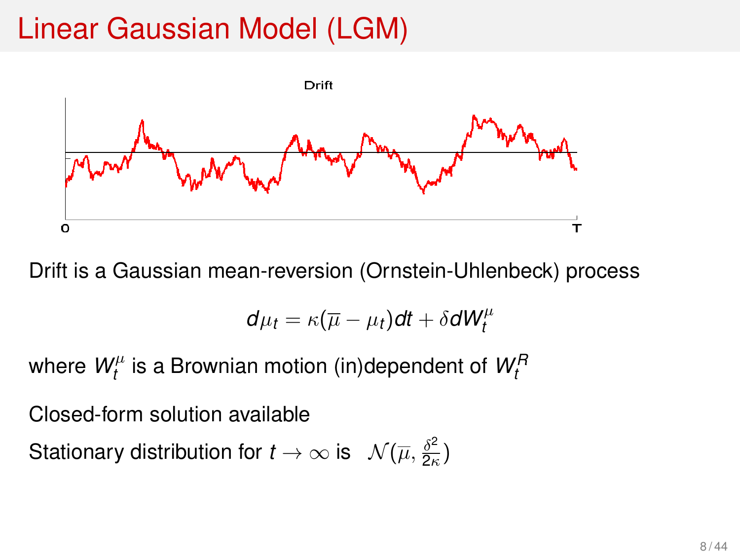# Linear Gaussian Model (LGM)

Drift is a Gaussian mean-reversion (Ornstein-Uhlenbeck) process

$$d\mu_t = \kappa(\overline{\mu} - \mu_t)dt + \delta dW_t^{\mu}$$

where $W_t^{\mu}$ is a Brownian motion (in)dependent of $W_t^R$

Closed-form solution available

Stationary distribution for $t \to \infty$ is $\mathcal{N}(\overline{\mu}, \frac{\delta^2}{2\kappa})$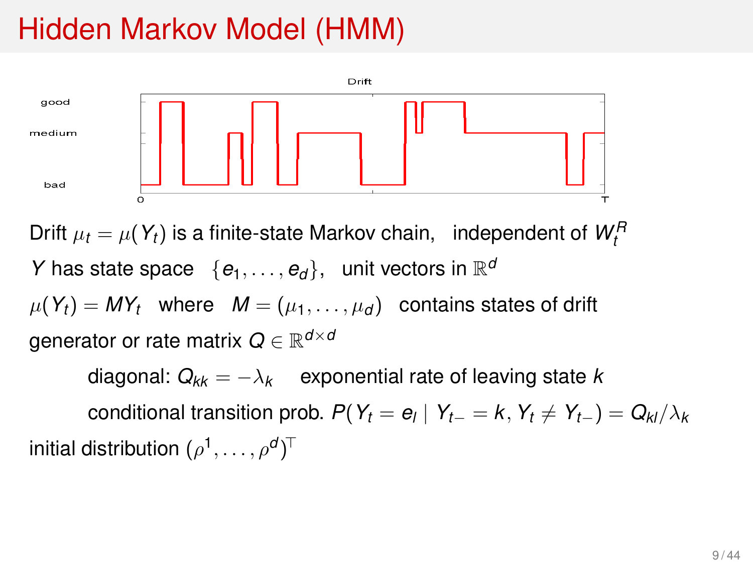# Hidden Markov Model (HMM)

Drift $\mu_t = \mu(Y_t)$ is a finite-state Markov chain, independent of $W_t^R$

$Y$ has state space $\{e_1, \ldots, e_d\}$, unit vectors in $\mathbb{R}^d$

$\mu(Y_t) = MY_t$ where $M = (\mu_1, \ldots, \mu_d)$ contains states of drift

generator or rate matrix $Q \in \mathbb{R}^{d \times d}$

> diagonal: $Q_{kk} = -\lambda_k$ exponential rate of leaving state $k$
>
> conditional transition prob. $P(Y_t = e_l \mid Y_{t-} = k, Y_t \neq Y_{t-}) = Q_{kl}/\lambda_k$

initial distribution $(\rho^1, \ldots, \rho^d)^\top$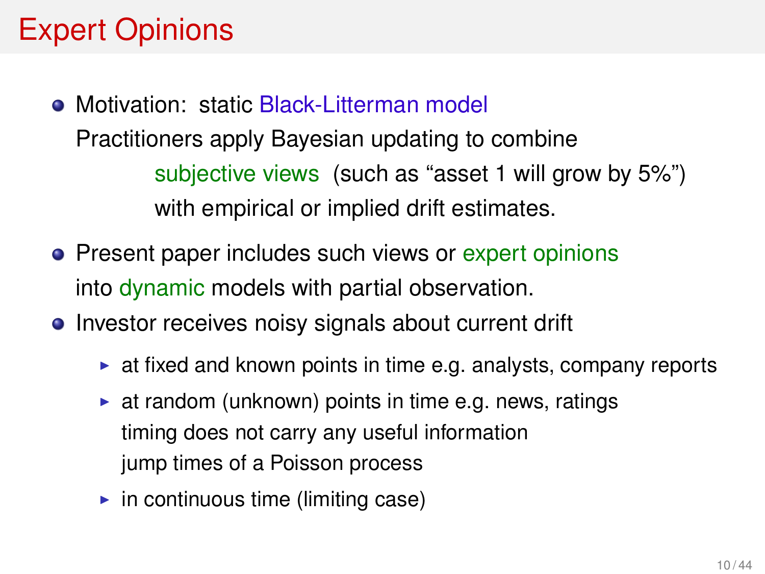# Expert Opinions

- Motivation: static Black-Litterman model

  Practitioners apply Bayesian updating to combine

  subjective views (such as "asset 1 will grow by 5%")

  with empirical or implied drift estimates.

- Present paper includes such views or expert opinions into dynamic models with partial observation.
- Investor receives noisy signals about current drift
  - at fixed and known points in time e.g. analysts, company reports
  - at random (unknown) points in time e.g. news, ratings

    timing does not carry any useful information

    jump times of a Poisson process
  - in continuous time (limiting case)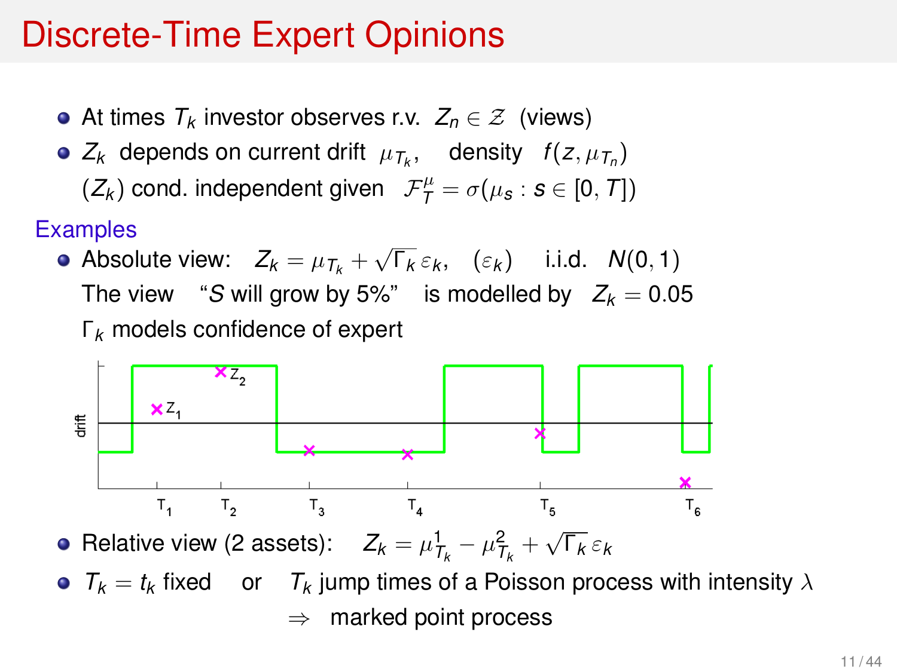# Discrete-Time Expert Opinions

- At times $T_k$ investor observes r.v. $Z_n \in \mathcal{Z}$ (views)
- $Z_k$ depends on current drift $\mu_{T_k}$, density $f(z, \mu_{T_n})$
  $(Z_k)$ cond. independent given $\mathcal{F}_T^\mu = \sigma(\mu_s : s \in [0, T])$

Examples

- Absolute view: $Z_k = \mu_{T_k} + \sqrt{\Gamma_k}\, \varepsilon_k$, $(\varepsilon_k)$ i.i.d. $N(0,1)$
  The view "$S$ will grow by 5%" is modelled by $Z_k = 0.05$
  $\Gamma_k$ models confidence of expert

- Relative view (2 assets): $Z_k = \mu^1_{T_k} - \mu^2_{T_k} + \sqrt{\Gamma_k}\, \varepsilon_k$
- $T_k = t_k$ fixed or $T_k$ jump times of a Poisson process with intensity $\lambda$
  $\Rightarrow$ marked point process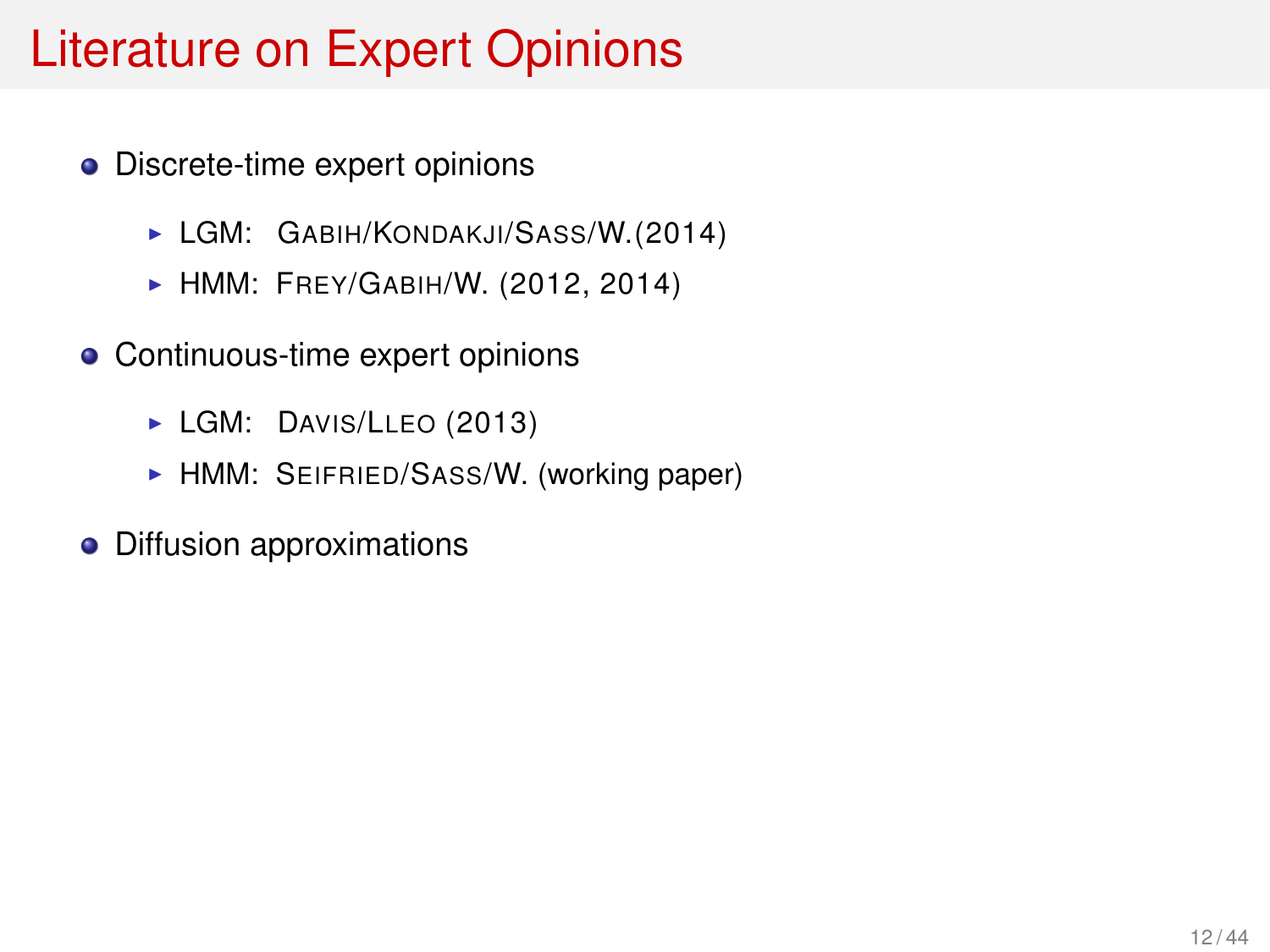# Literature on Expert Opinions

- Discrete-time expert opinions
  - LGM: Gabih/Kondakji/Sass/W.(2014)
  - HMM: Frey/Gabih/W. (2012, 2014)
- Continuous-time expert opinions
  - LGM: Davis/Lleo (2013)
  - HMM: Seifried/Sass/W. (working paper)
- Diffusion approximations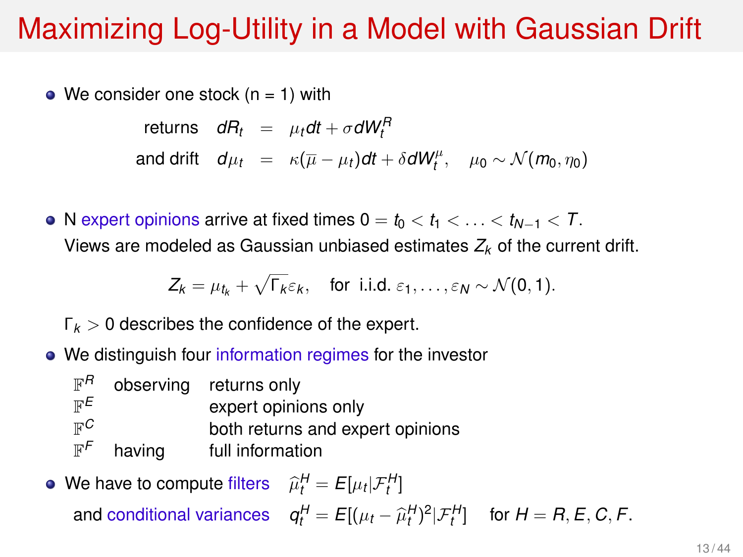# Maximizing Log-Utility in a Model with Gaussian Drift

- We consider one stock (n = 1) with

$$
\begin{aligned}
\text{returns} \quad dR_t &= \mu_t dt + \sigma dW_t^R \\
\text{and drift} \quad d\mu_t &= \kappa(\overline{\mu} - \mu_t)dt + \delta dW_t^\mu, \quad \mu_0 \sim \mathcal{N}(m_0, \eta_0)
\end{aligned}
$$

- N expert opinions arrive at fixed times $0 = t_0 < t_1 < \ldots < t_{N-1} < T$.
  Views are modeled as Gaussian unbiased estimates $Z_k$ of the current drift.

$$
Z_k = \mu_{t_k} + \sqrt{\Gamma_k}\varepsilon_k, \quad \text{for i.i.d. } \varepsilon_1, \ldots, \varepsilon_N \sim \mathcal{N}(0,1).
$$

  $\Gamma_k > 0$ describes the confidence of the expert.

- We distinguish four information regimes for the investor

| | | |
|---|---|---|
| $\mathbb{F}^R$ | observing | returns only |
| $\mathbb{F}^E$ | | expert opinions only |
| $\mathbb{F}^C$ | | both returns and expert opinions |
| $\mathbb{F}^F$ | having | full information |

- We have to compute filters $\widehat{\mu}_t^H = E[\mu_t | \mathcal{F}_t^H]$
  and conditional variances $q_t^H = E[(\mu_t - \widehat{\mu}_t^H)^2 | \mathcal{F}_t^H]$ for $H = R, E, C, F$.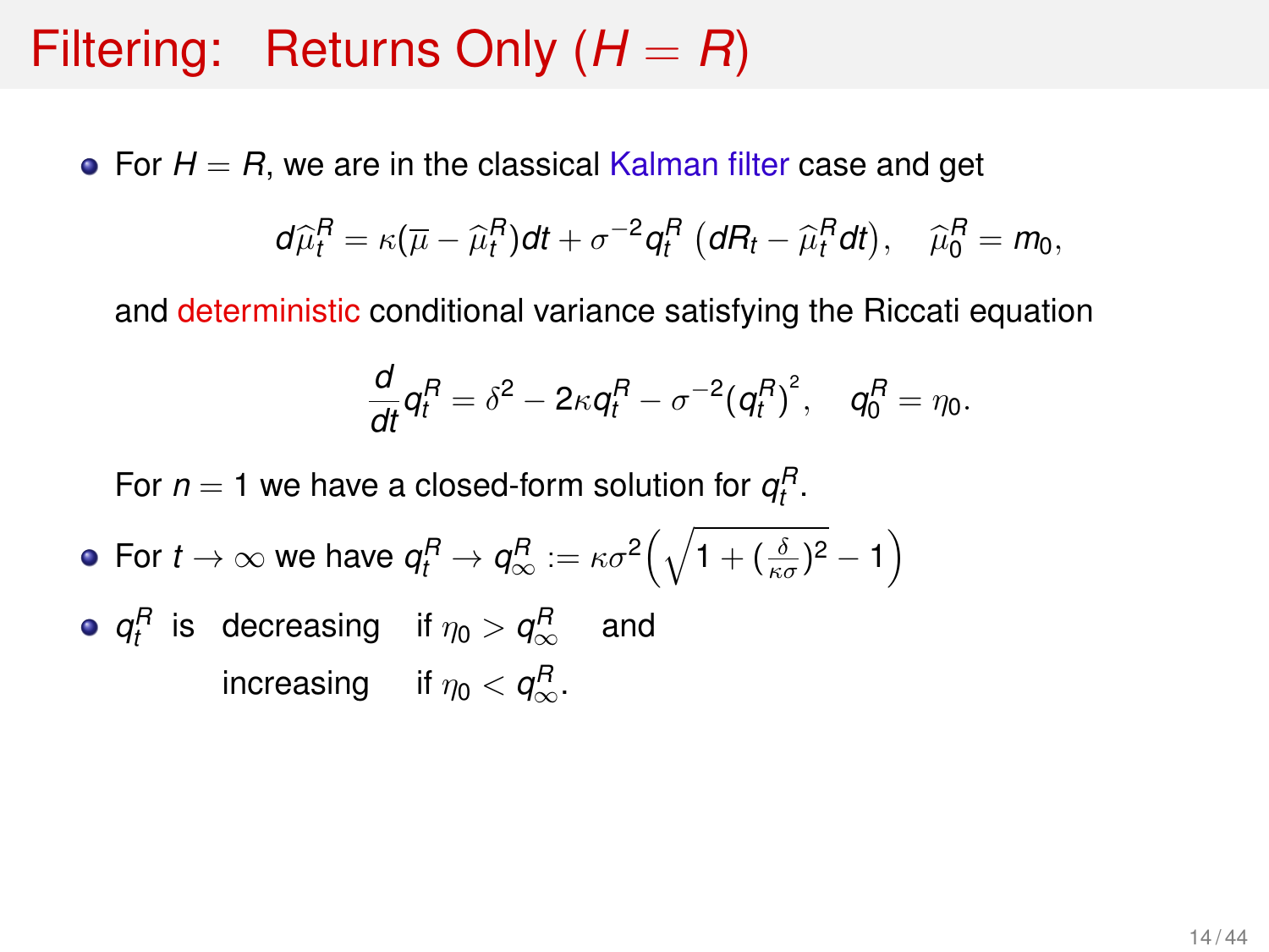# Filtering: Returns Only ($H = R$)

- For $H = R$, we are in the classical Kalman filter case and get

$$d\widehat{\mu}_t^R = \kappa(\overline{\mu} - \widehat{\mu}_t^R)dt + \sigma^{-2} q_t^R \left(dR_t - \widehat{\mu}_t^R dt\right), \quad \widehat{\mu}_0^R = m_0,$$

  and deterministic conditional variance satisfying the Riccati equation

$$\frac{d}{dt} q_t^R = \delta^2 - 2\kappa q_t^R - \sigma^{-2} (q_t^R)^2, \quad q_0^R = \eta_0.$$

  For $n = 1$ we have a closed-form solution for $q_t^R$.

- For $t \to \infty$ we have $q_t^R \to q_\infty^R := \kappa\sigma^2 \Big( \sqrt{1 + (\frac{\delta}{\kappa\sigma})^2} - 1 \Big)$
- $q_t^R$ is decreasing if $\eta_0 > q_\infty^R$ and increasing if $\eta_0 < q_\infty^R$.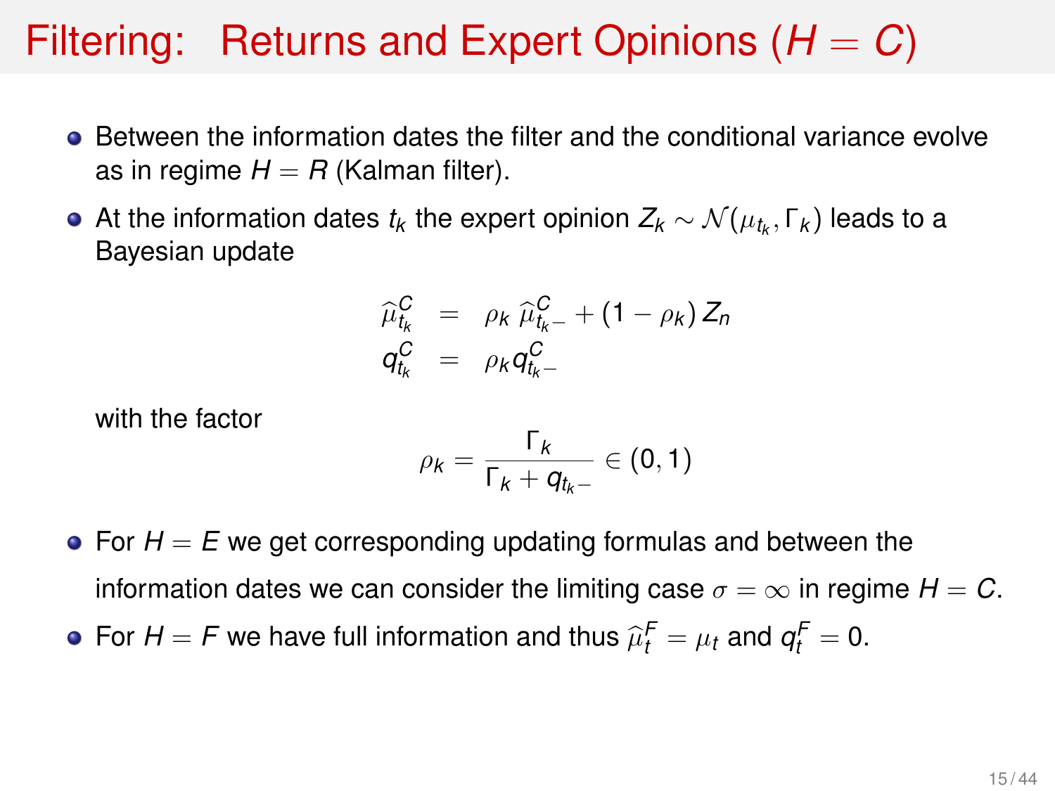# Filtering: Returns and Expert Opinions ($H = C$)

- Between the information dates the filter and the conditional variance evolve as in regime $H = R$ (Kalman filter).
- At the information dates $t_k$ the expert opinion $Z_k \sim \mathcal{N}(\mu_{t_k}, \Gamma_k)$ leads to a Bayesian update

$$
\begin{aligned}
\widehat{\mu}^C_{t_k} &= \rho_k \, \widehat{\mu}^C_{t_k-} + (1 - \rho_k) \, Z_n \\
q^C_{t_k} &= \rho_k q^C_{t_k-}
\end{aligned}
$$

  with the factor

$$
\rho_k = \frac{\Gamma_k}{\Gamma_k + q_{t_k-}} \in (0, 1)
$$

- For $H = E$ we get corresponding updating formulas and between the information dates we can consider the limiting case $\sigma = \infty$ in regime $H = C$.
- For $H = F$ we have full information and thus $\widehat{\mu}^F_t = \mu_t$ and $q^F_t = 0$.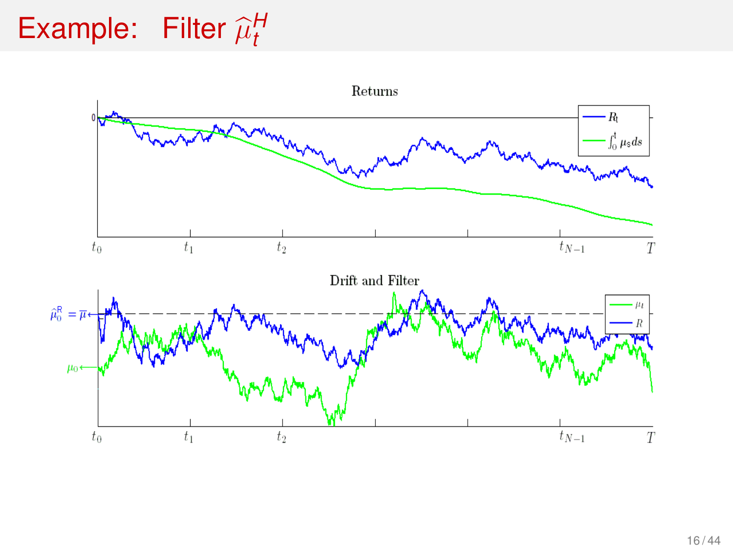# Example: Filter $\widehat{\mu}_t^H$

Returns

$R_t$

$\int_0^t \mu_s ds$

0

$t_0$ $t_1$ $t_2$ $t_{N-1}$ $T$

Drift and Filter

$\mu_t$

$R$

$\widehat{\mu}_0^R = \overline{\mu}$

$\mu_0$

$t_0$ $t_1$ $t_2$ $t_{N-1}$ $T$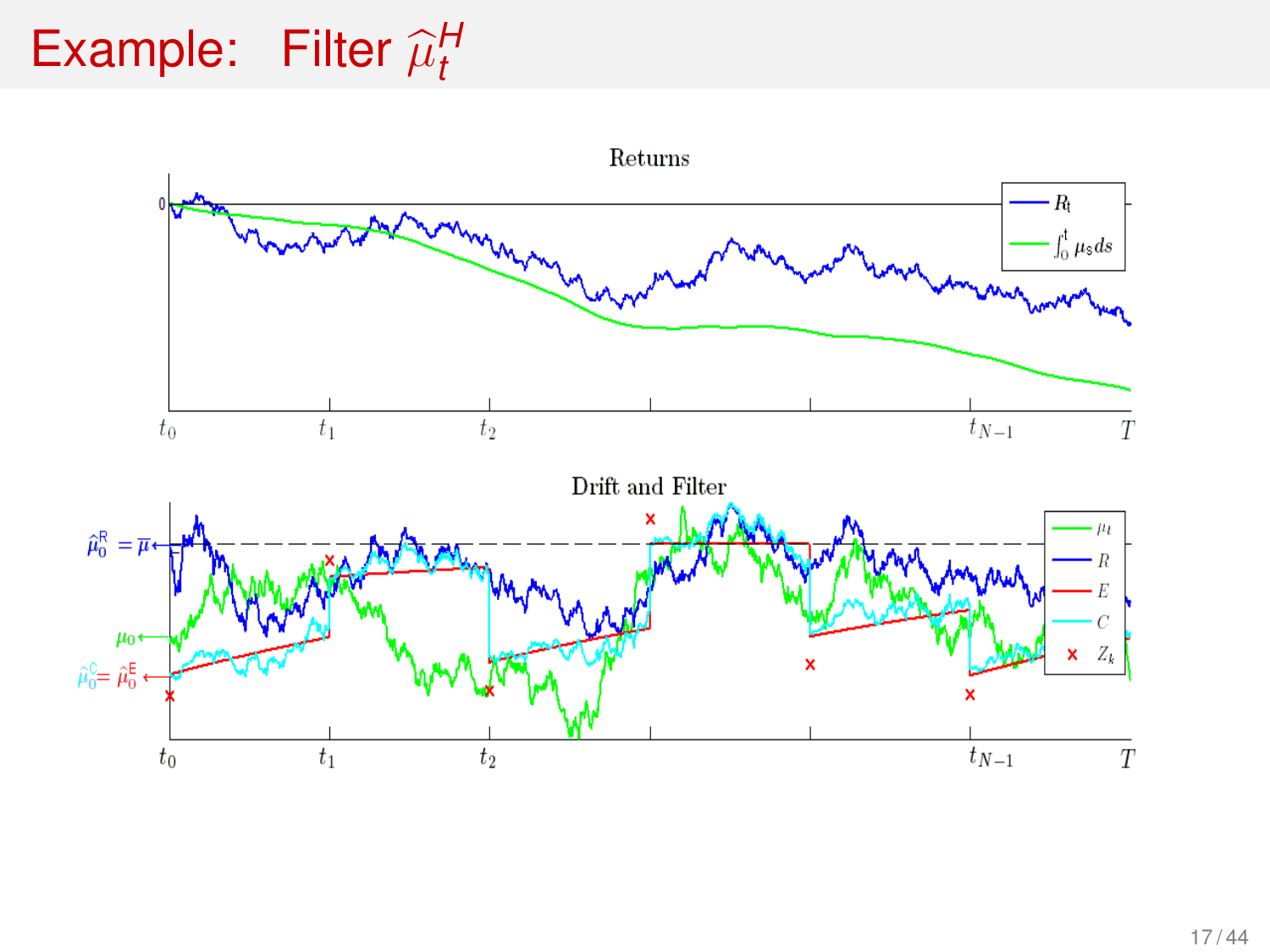# Example: Filter $\widehat{\mu}_t^H$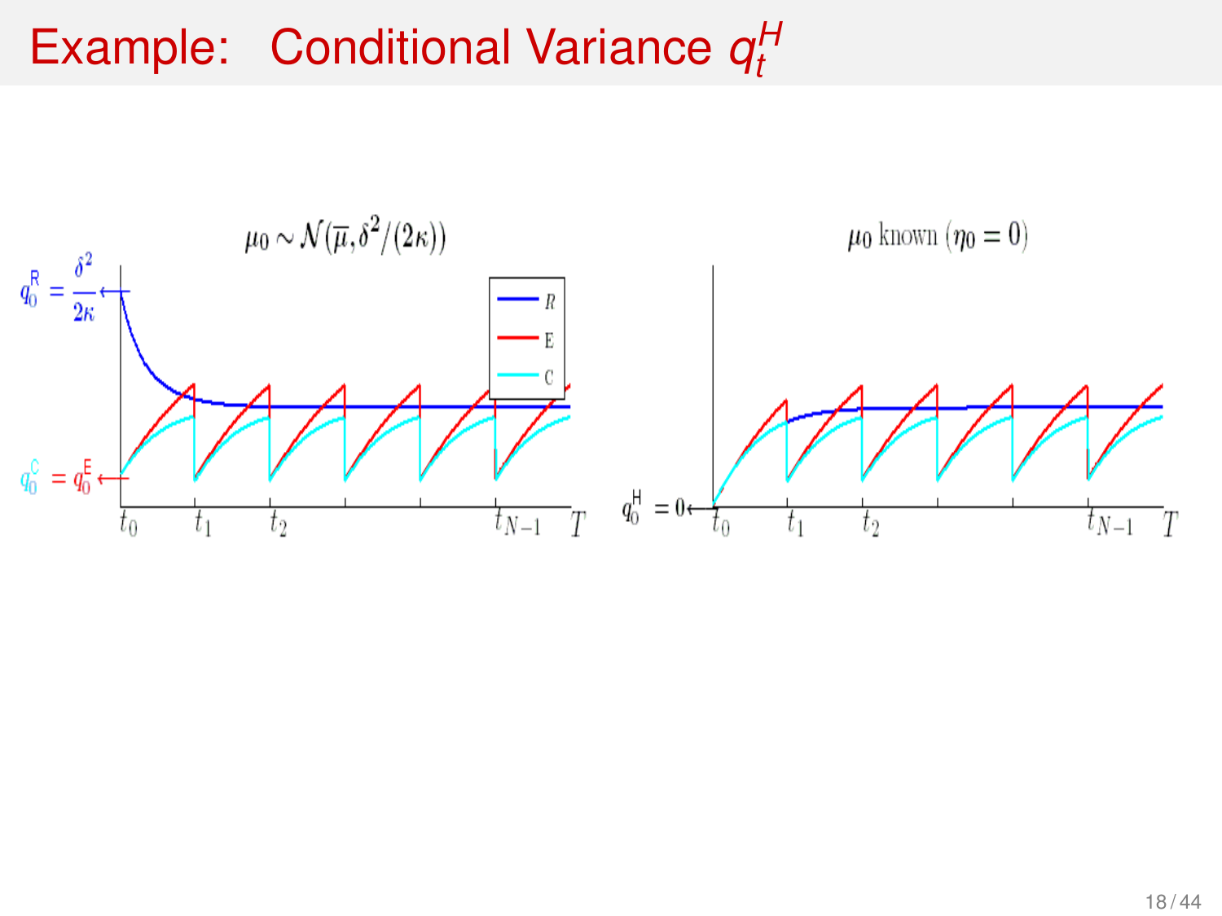# Example: Conditional Variance $q_t^H$

$\mu_0 \sim \mathcal{N}(\overline{\mu}, \delta^2/(2\kappa))$

$\mu_0$ known ($\eta_0 = 0$)

$q_0^R = \frac{\delta^2}{2\kappa}$

$q_0^C = q_0^E$

$q_0^H = 0$

R, E, C

$t_0$, $t_1$, $t_2$, $t_{N-1}$, $T$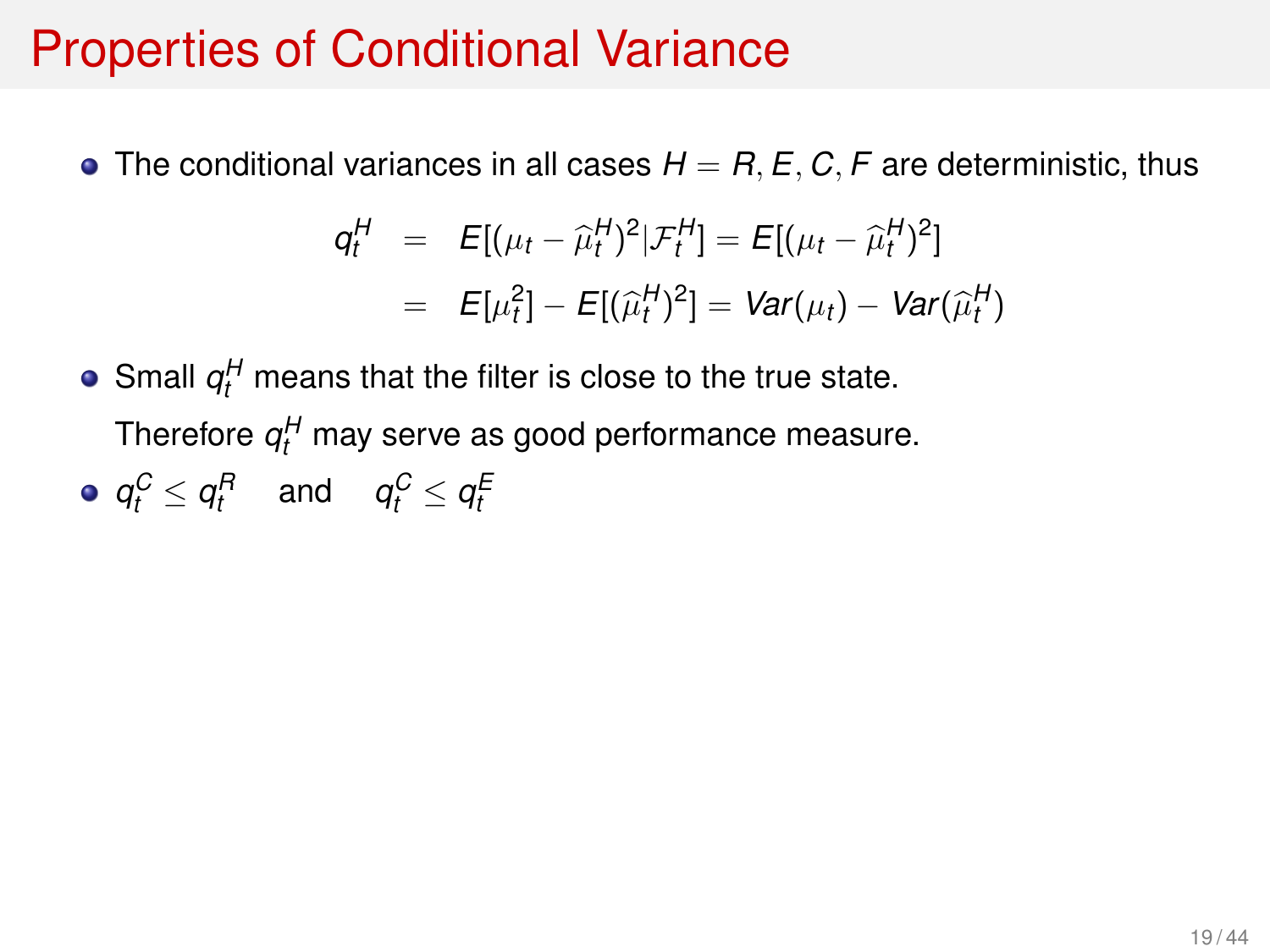# Properties of Conditional Variance

- The conditional variances in all cases $H = R, E, C, F$ are deterministic, thus

$$
\begin{aligned}
q_t^H &= E[(\mu_t - \widehat{\mu}_t^H)^2 | \mathcal{F}_t^H] = E[(\mu_t - \widehat{\mu}_t^H)^2] \\
&= E[\mu_t^2] - E[(\widehat{\mu}_t^H)^2] = Var(\mu_t) - Var(\widehat{\mu}_t^H)
\end{aligned}
$$

- Small $q_t^H$ means that the filter is close to the true state.

  Therefore $q_t^H$ may serve as good performance measure.

- $q_t^C \leq q_t^R \quad$ and $\quad q_t^C \leq q_t^E$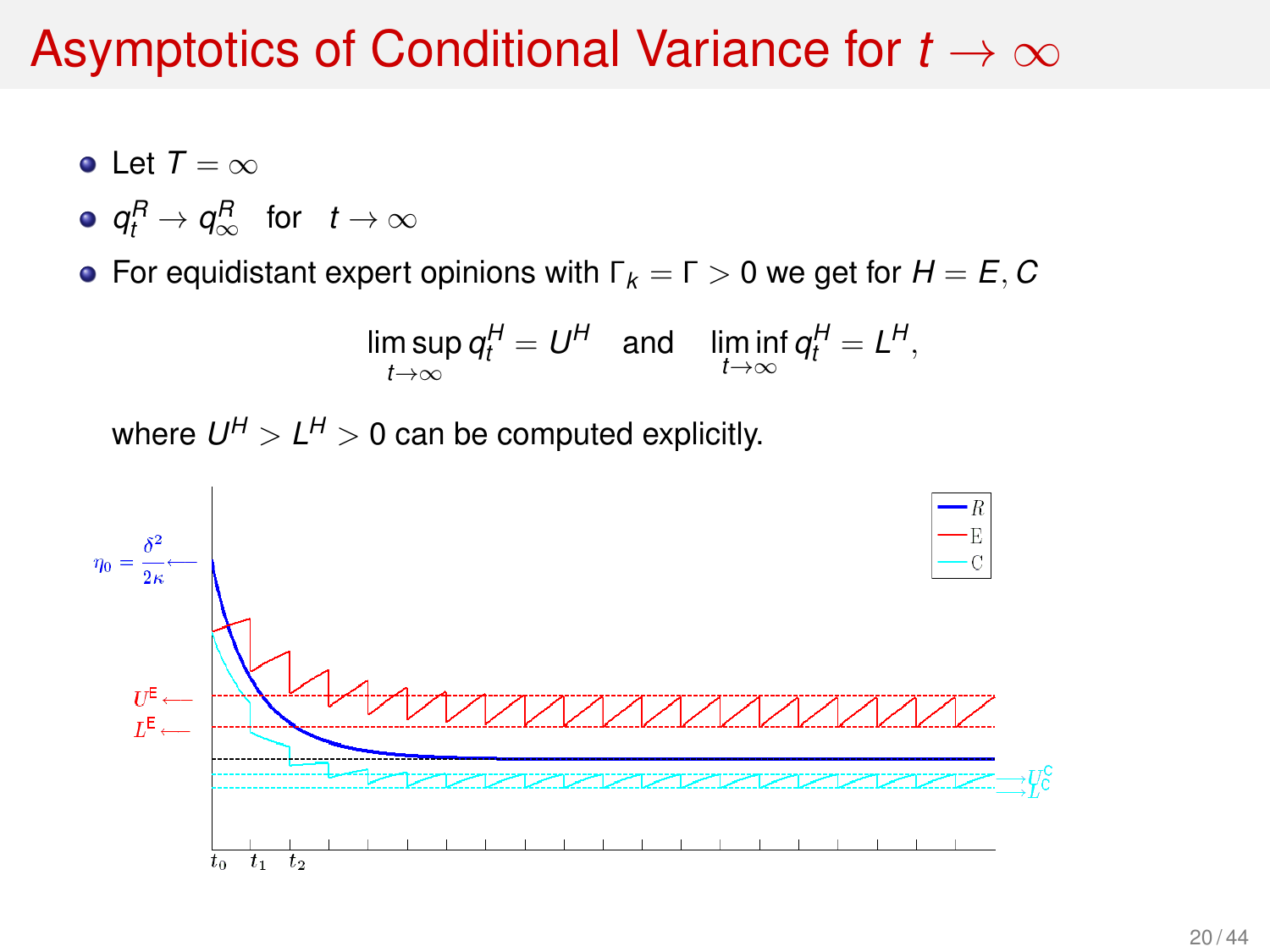# Asymptotics of Conditional Variance for $t \to \infty$

- Let $T = \infty$
- $q_t^R \to q_\infty^R$ for $t \to \infty$
- For equidistant expert opinions with $\Gamma_k = \Gamma > 0$ we get for $H = E, C$

$$\limsup_{t\to\infty} q_t^H = U^H \quad \text{and} \quad \liminf_{t\to\infty} q_t^H = L^H,$$

  where $U^H > L^H > 0$ can be computed explicitly.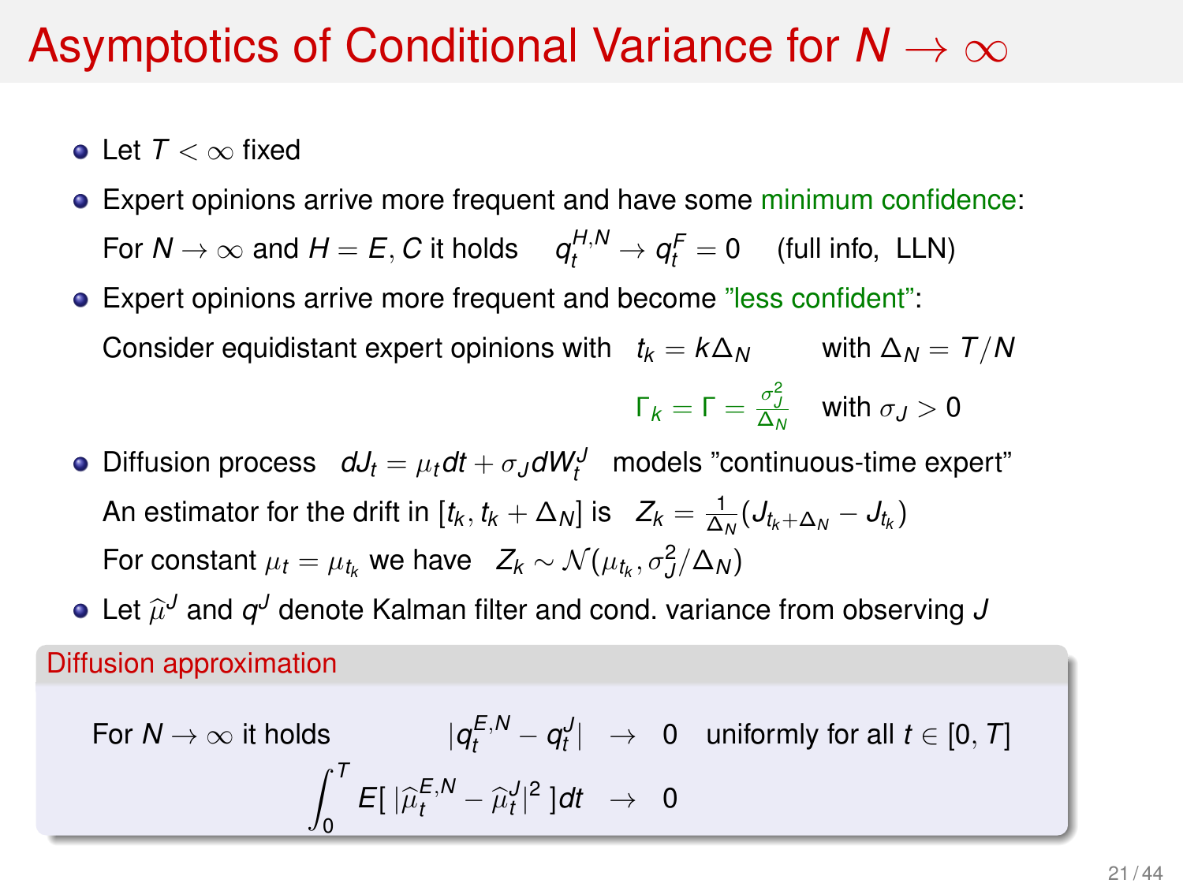# Asymptotics of Conditional Variance for $N \to \infty$

- Let $T < \infty$ fixed
- Expert opinions arrive more frequent and have some minimum confidence:

  For $N \to \infty$ and $H = E, C$ it holds $\quad q_t^{H,N} \to q_t^F = 0 \quad$ (full info, LLN)
- Expert opinions arrive more frequent and become "less confident":

  Consider equidistant expert opinions with $\quad t_k = k\Delta_N \qquad$ with $\Delta_N = T/N$

  $$\Gamma_k = \Gamma = \frac{\sigma_J^2}{\Delta_N} \quad \text{with } \sigma_J > 0$$
- Diffusion process $\quad dJ_t = \mu_t dt + \sigma_J dW_t^J \quad$ models "continuous-time expert"

  An estimator for the drift in $[t_k, t_k + \Delta_N]$ is $\quad Z_k = \frac{1}{\Delta_N}(J_{t_k+\Delta_N} - J_{t_k})$

  For constant $\mu_t = \mu_{t_k}$ we have $\quad Z_k \sim \mathcal{N}(\mu_{t_k}, \sigma_J^2/\Delta_N)$
- Let $\widehat{\mu}^J$ and $q^J$ denote Kalman filter and cond. variance from observing $J$

**Diffusion approximation**

For $N \to \infty$ it holds

$$|q_t^{E,N} - q_t^J| \;\to\; 0 \quad \text{uniformly for all } t \in [0, T]$$

$$\int_0^T E[\,|\widehat{\mu}_t^{E,N} - \widehat{\mu}_t^J|^2\,]dt \;\to\; 0$$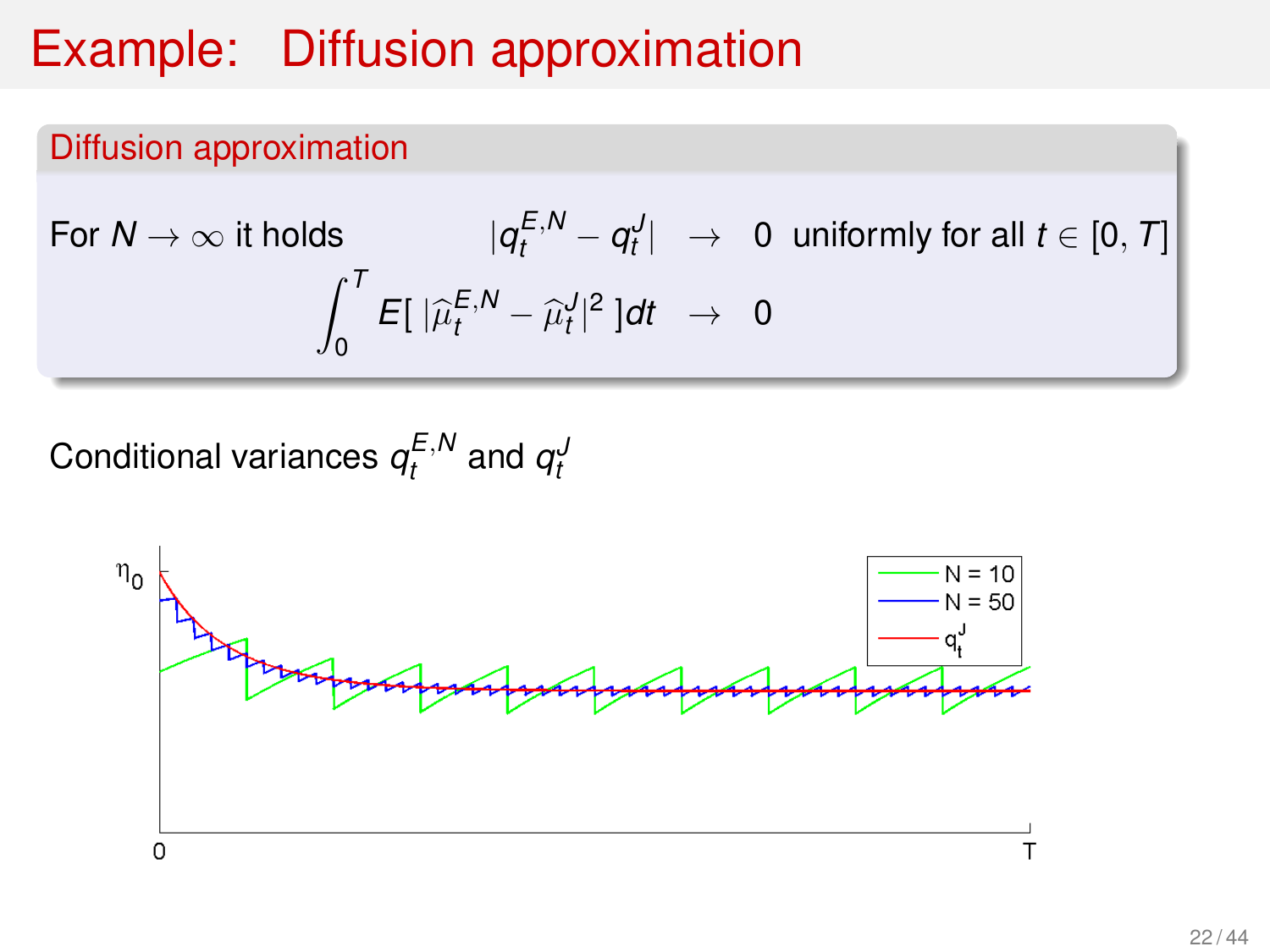# Example: Diffusion approximation

### Diffusion approximation

For $N \to \infty$ it holds

$$
\begin{aligned}
|q_t^{E,N} - q_t^J| &\to 0 \quad \text{uniformly for all } t \in [0,T] \\
\int_0^T E[\,|\widehat{\mu}_t^{E,N} - \widehat{\mu}_t^J|^2\,]dt &\to 0
\end{aligned}
$$

Conditional variances $q_t^{E,N}$ and $q_t^J$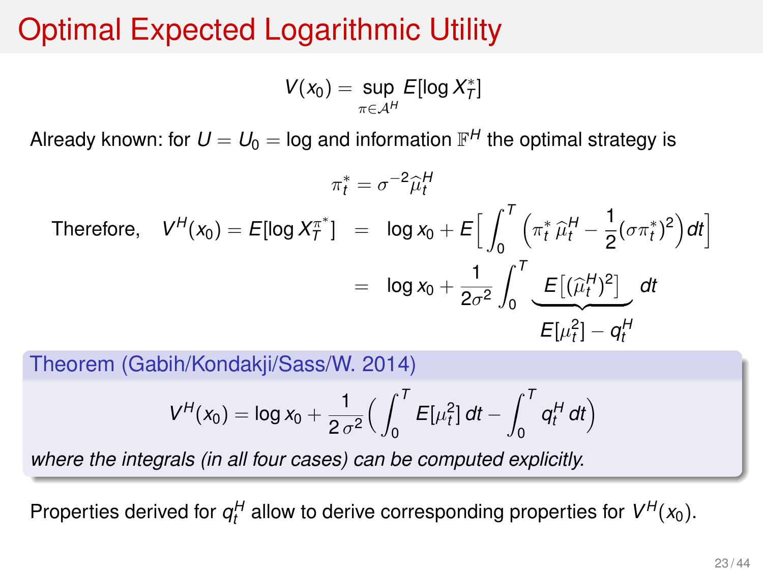# Optimal Expected Logarithmic Utility

$$V(x_0) = \sup_{\pi \in \mathcal{A}^H} E[\log X_T^*]$$

Already known: for $U = U_0 = \log$ and information $\mathbb{F}^H$ the optimal strategy is

$$\pi_t^* = \sigma^{-2} \widehat{\mu}_t^H$$

Therefore,

$$
\begin{aligned}
V^H(x_0) = E[\log X_T^{\pi^*}] &= \log x_0 + E\Big[\int_0^T \Big(\pi_t^* \, \widehat{\mu}_t^H - \frac{1}{2}(\sigma \pi_t^*)^2\Big) dt\Big] \\
&= \log x_0 + \frac{1}{2\sigma^2} \int_0^T \underbrace{E\big[(\widehat{\mu}_t^H)^2\big]}_{E[\mu_t^2] - q_t^H} \, dt
\end{aligned}
$$

**Theorem (Gabih/Kondakji/Sass/W. 2014)**

$$V^H(x_0) = \log x_0 + \frac{1}{2\,\sigma^2}\Big(\int_0^T E[\mu_t^2]\, dt - \int_0^T q_t^H \, dt\Big)$$

*where the integrals (in all four cases) can be computed explicitly.*

Properties derived for $q_t^H$ allow to derive corresponding properties for $V^H(x_0)$.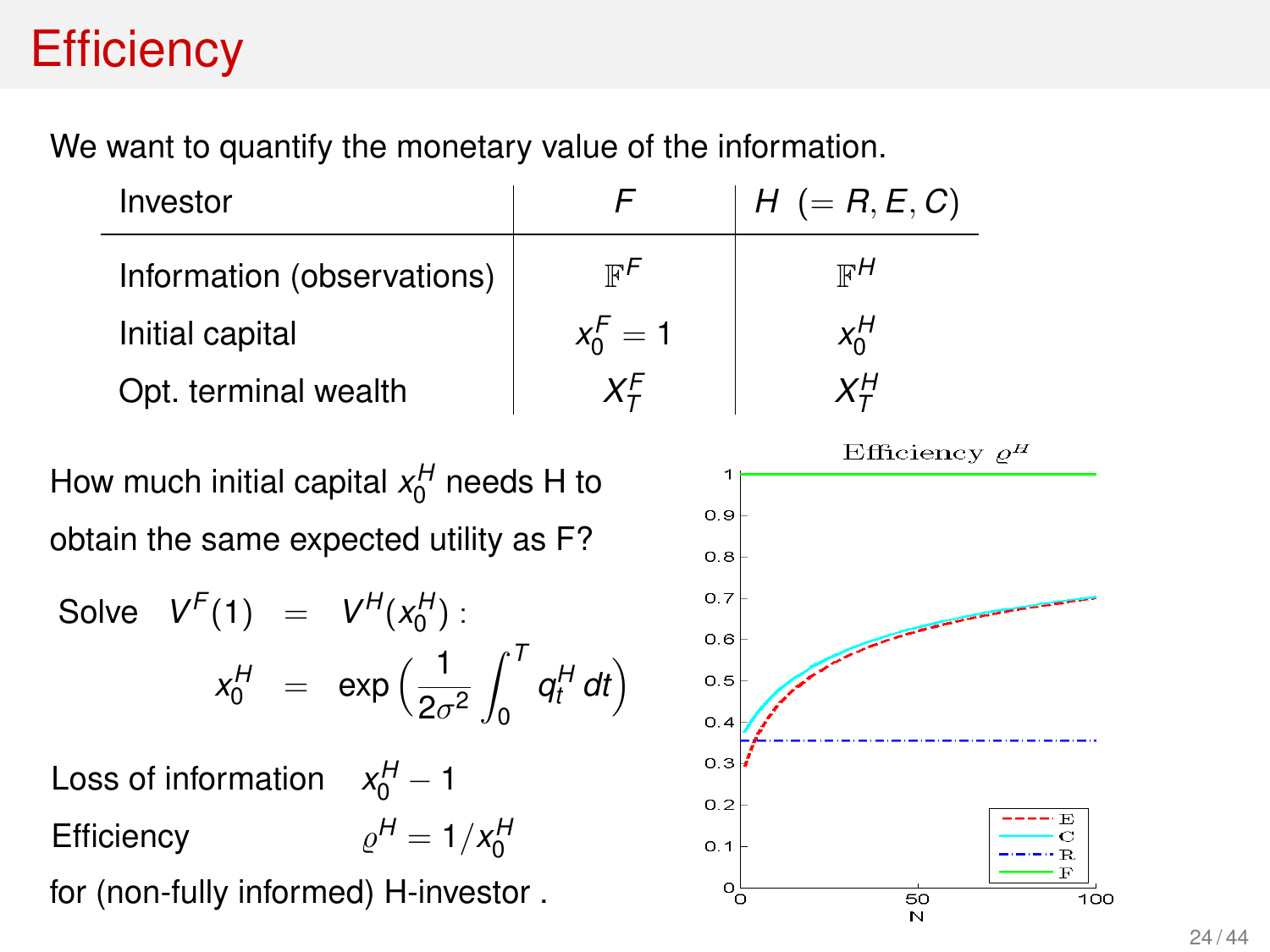# Efficiency

We want to quantify the monetary value of the information.

| Investor | $F$ | $H$ $(= R, E, C)$ |
|---|---|---|
| Information (observations) | $\mathbb{F}^F$ | $\mathbb{F}^H$ |
| Initial capital | $x_0^F = 1$ | $x_0^H$ |
| Opt. terminal wealth | $X_T^F$ | $X_T^H$ |

How much initial capital $x_0^H$ needs H to obtain the same expected utility as F?

Solve $V^F(1) = V^H(x_0^H)$ :

$$x_0^H = \exp\Big(\frac{1}{2\sigma^2}\int_0^T q_t^H \, dt\Big)$$

Loss of information $\quad x_0^H - 1$

Efficiency $\quad \varrho^H = 1/x_0^H$

for (non-fully informed) H-investor .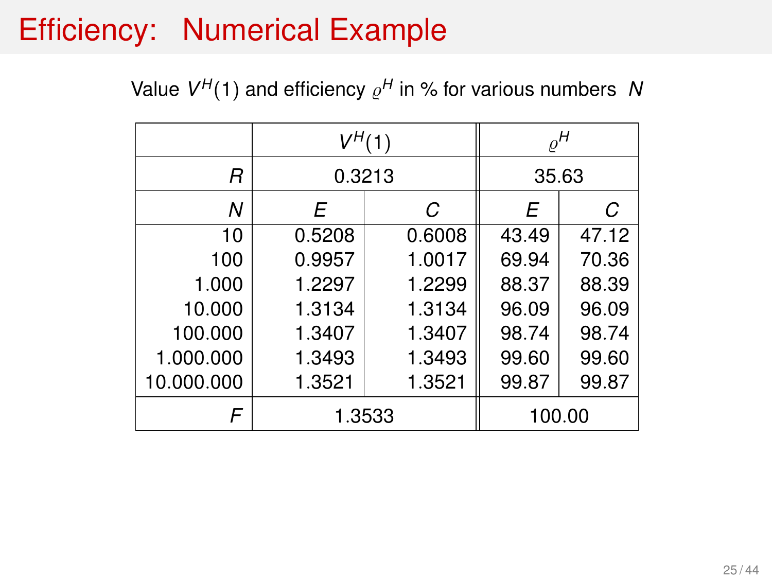# Efficiency: Numerical Example

Value $V^H(1)$ and efficiency $\varrho^H$ in % for various numbers $N$

| | $V^H(1)$ | | $\varrho^H$ | |
|---|---|---|---|---|
| $R$ | 0.3213 | | 35.63 | |
| $N$ | $E$ | $C$ | $E$ | $C$ |
| 10 | 0.5208 | 0.6008 | 43.49 | 47.12 |
| 100 | 0.9957 | 1.0017 | 69.94 | 70.36 |
| 1.000 | 1.2297 | 1.2299 | 88.37 | 88.39 |
| 10.000 | 1.3134 | 1.3134 | 96.09 | 96.09 |
| 100.000 | 1.3407 | 1.3407 | 98.74 | 98.74 |
| 1.000.000 | 1.3493 | 1.3493 | 99.60 | 99.60 |
| 10.000.000 | 1.3521 | 1.3521 | 99.87 | 99.87 |
| $F$ | 1.3533 | | 100.00 | |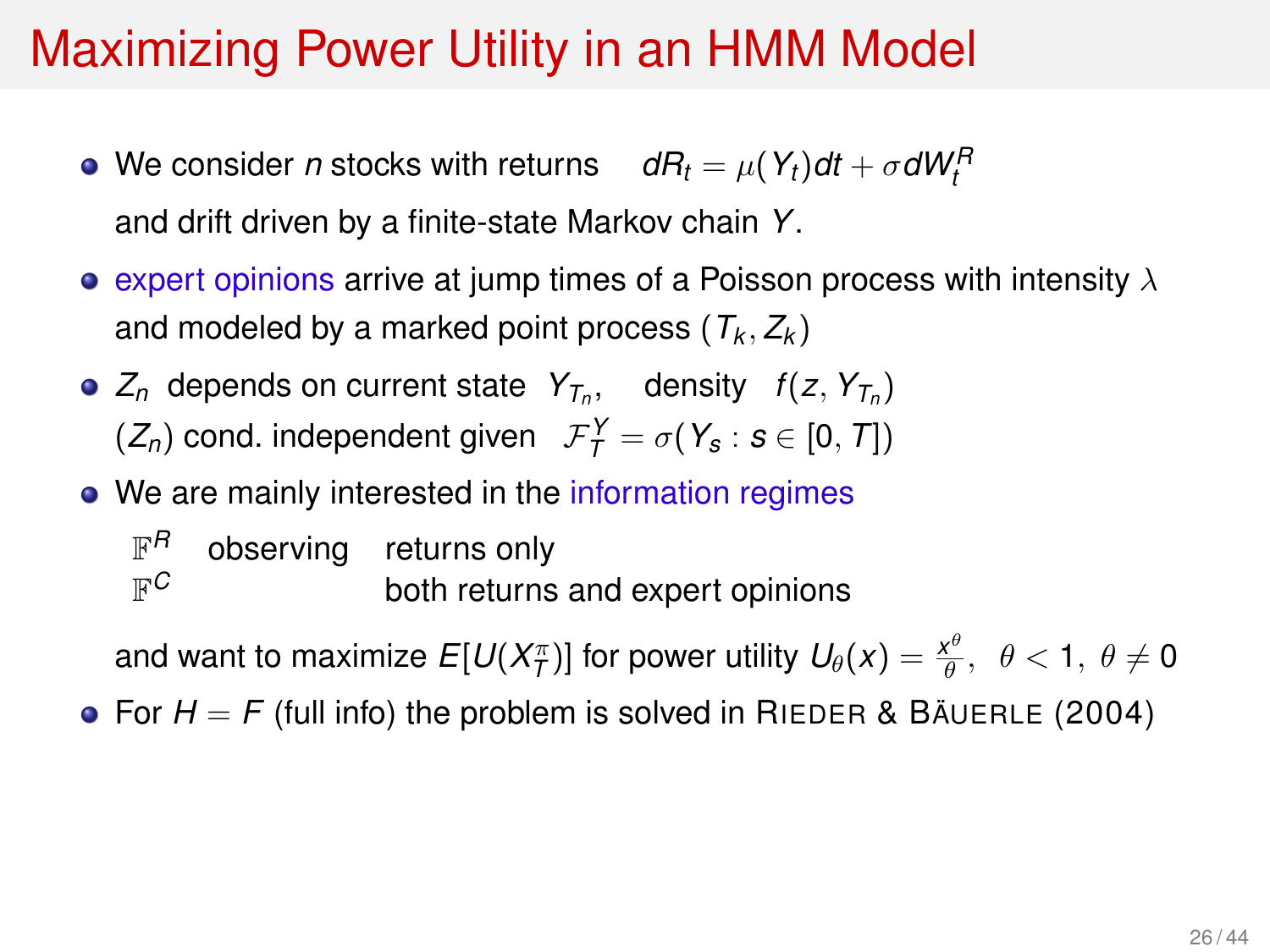# Maximizing Power Utility in an HMM Model

- We consider $n$ stocks with returns $\quad dR_t = \mu(Y_t)dt + \sigma dW_t^R$
  and drift driven by a finite-state Markov chain $Y$.
- expert opinions arrive at jump times of a Poisson process with intensity $\lambda$ and modeled by a marked point process $(T_k, Z_k)$
- $Z_n$ depends on current state $Y_{T_n}$, density $f(z, Y_{T_n})$
  $(Z_n)$ cond. independent given $\mathcal{F}_T^Y = \sigma(Y_s : s \in [0, T])$
- We are mainly interested in the information regimes

  $\mathbb{F}^R$ observing returns only
  $\mathbb{F}^C$ both returns and expert opinions

  and want to maximize $E[U(X_T^\pi)]$ for power utility $U_\theta(x) = \frac{x^\theta}{\theta}, \;\; \theta < 1, \; \theta \neq 0$
- For $H = F$ (full info) the problem is solved in RIEDER & BÄUERLE (2004)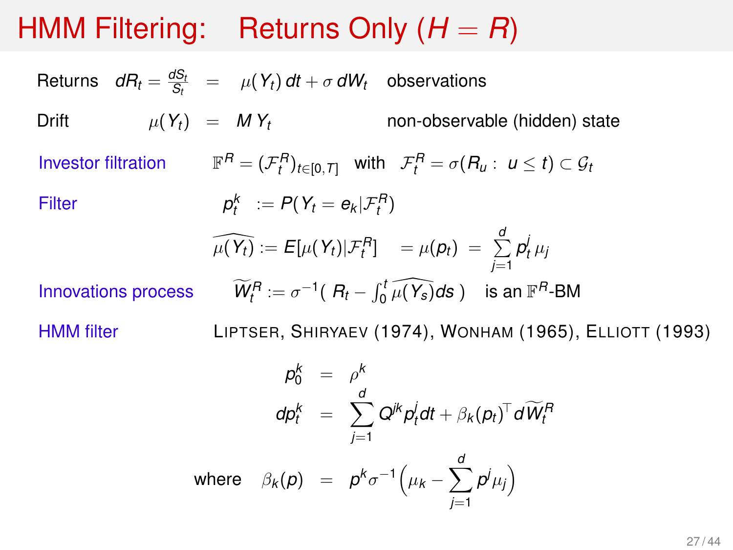# HMM Filtering: Returns Only ($H = R$)

Returns $dR_t = \frac{dS_t}{S_t} \;=\; \mu(Y_t)\,dt + \sigma\,dW_t$ observations

Drift $\mu(Y_t) \;=\; M\,Y_t$ non-observable (hidden) state

**Investor filtration** $\mathbb{F}^R = (\mathcal{F}_t^R)_{t\in[0,T]}$ with $\mathcal{F}_t^R = \sigma(R_u : \; u \le t) \subset \mathcal{G}_t$

**Filter** $p_t^k \;:= P(Y_t = e_k | \mathcal{F}_t^R)$

$$\widehat{\mu(Y_t)} := E[\mu(Y_t)|\mathcal{F}_t^R] \quad = \mu(p_t) \;=\; \sum_{j=1}^{d} p_t^j\,\mu_j$$

**Innovations process** $\widetilde{W}_t^R := \sigma^{-1}\big(\, R_t - \int_0^t \widehat{\mu(Y_s)}ds\,\big)$ is an $\mathbb{F}^R$-BM

**HMM filter** Liptser, Shiryaev (1974), Wonham (1965), Elliott (1993)

$$
\begin{aligned}
p_0^k &= \rho^k \\
dp_t^k &= \sum_{j=1}^{d} Q^{jk} p_t^j dt + \beta_k(p_t)^\top d\widetilde{W}_t^R
\end{aligned}
$$

$$
\text{where} \quad \beta_k(p) \;=\; p^k\sigma^{-1}\Big(\mu_k - \sum_{j=1}^{d} p^j\mu_j\Big)
$$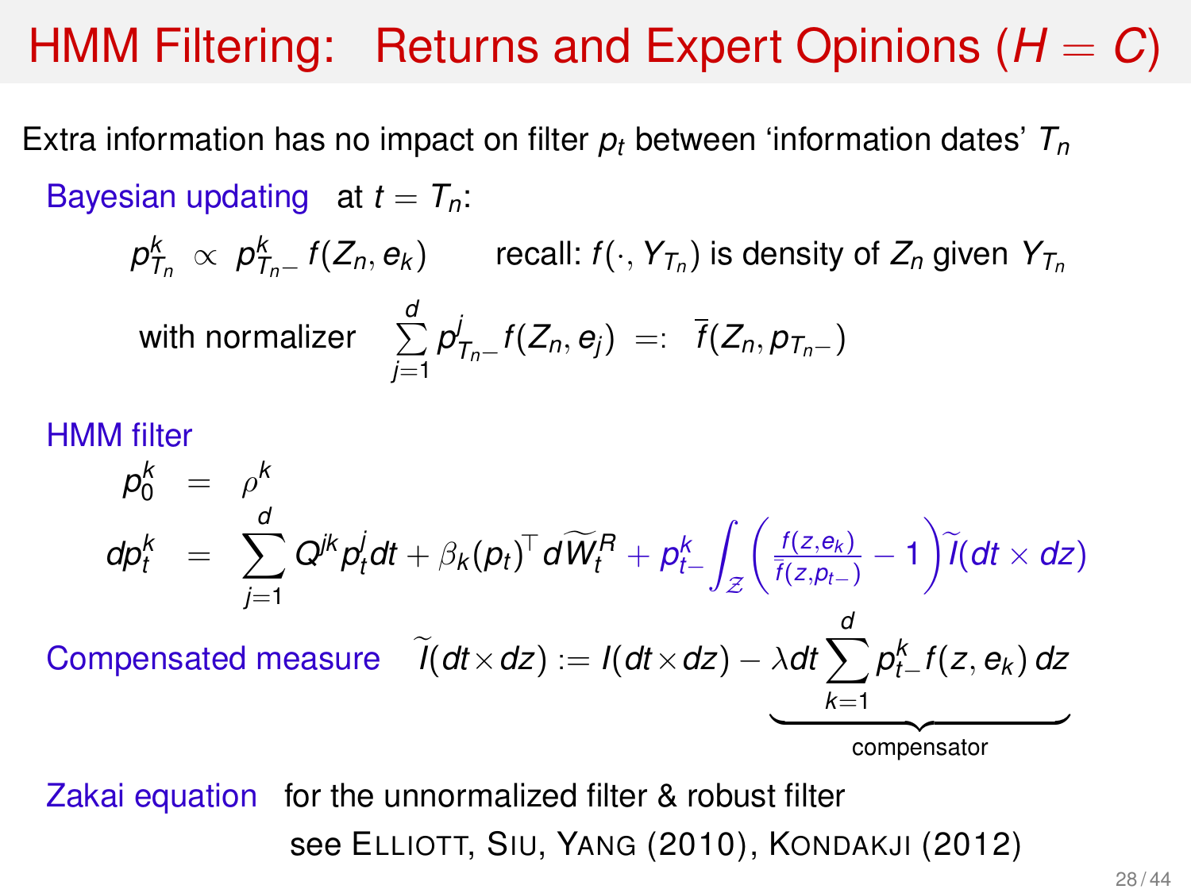# HMM Filtering: Returns and Expert Opinions ($H = C$)

Extra information has no impact on filter $p_t$ between 'information dates' $T_n$

**Bayesian updating** at $t = T_n$:

$$p^k_{T_n} \propto p^k_{T_n-} f(Z_n, e_k) \qquad \text{recall: } f(\cdot, Y_{T_n}) \text{ is density of } Z_n \text{ given } Y_{T_n}$$

$$\text{with normalizer} \quad \sum_{j=1}^{d} p^j_{T_n-} f(Z_n, e_j) =: \bar{f}(Z_n, p_{T_n-})$$

**HMM filter**

$$p^k_0 = \rho^k$$

$$dp^k_t = \sum_{j=1}^{d} Q^{jk} p^j_t dt + \beta_k(p_t)^\top d\widetilde{W}^R_t + p^k_{t-} \int_{\mathcal{Z}} \left( \frac{f(z, e_k)}{\bar{f}(z, p_{t-})} - 1 \right) \widetilde{I}(dt \times dz)$$

**Compensated measure** $\quad \widetilde{I}(dt \times dz) := I(dt \times dz) - \underbrace{\lambda dt \sum_{k=1}^{d} p^k_{t-} f(z, e_k)\, dz}_{\text{compensator}}$

**Zakai equation** for the unnormalized filter & robust filter
see ELLIOTT, SIU, YANG (2010), KONDAKJI (2012)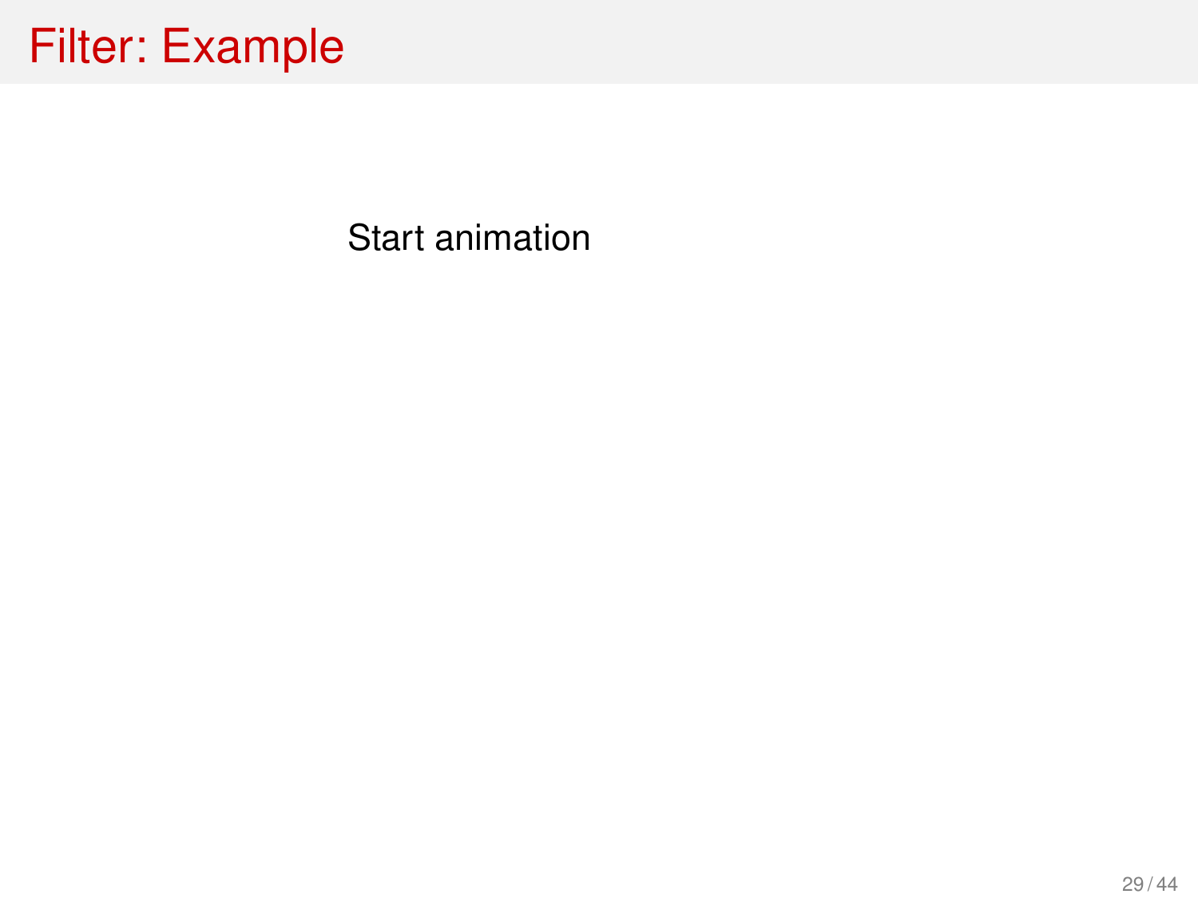# Filter: Example

Start animation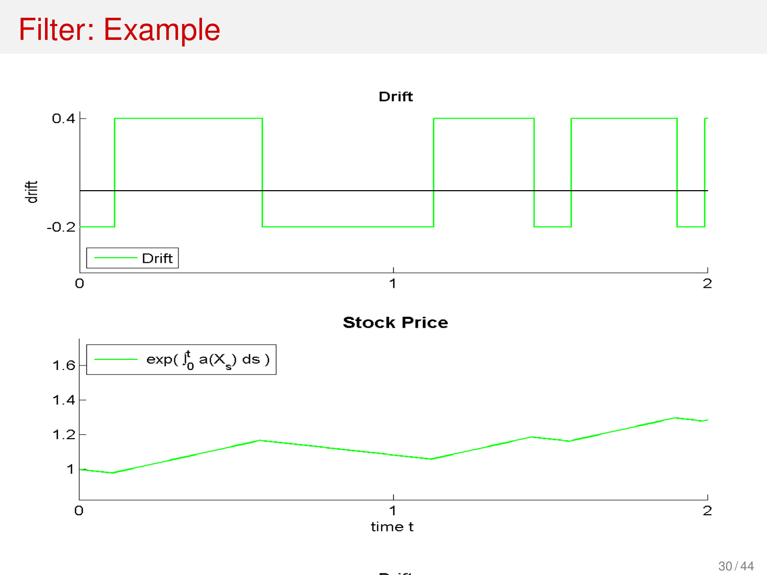# Filter: Example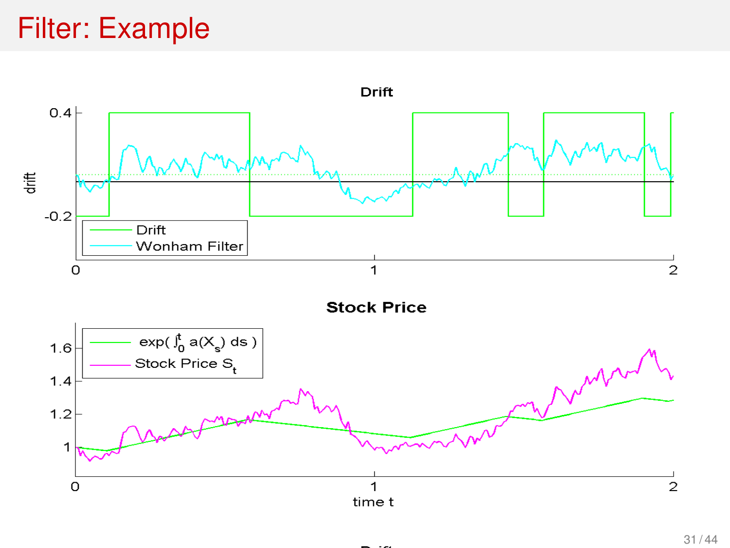# Filter: Example

**Drift**

drift

0.4

-0.2

Drift

Wonham Filter

0 1 2

**Stock Price**

$\exp( \int_0^t a(X_s)\, ds )$

Stock Price $S_t$

1.6

1.4

1.2

1

0 1 2

time t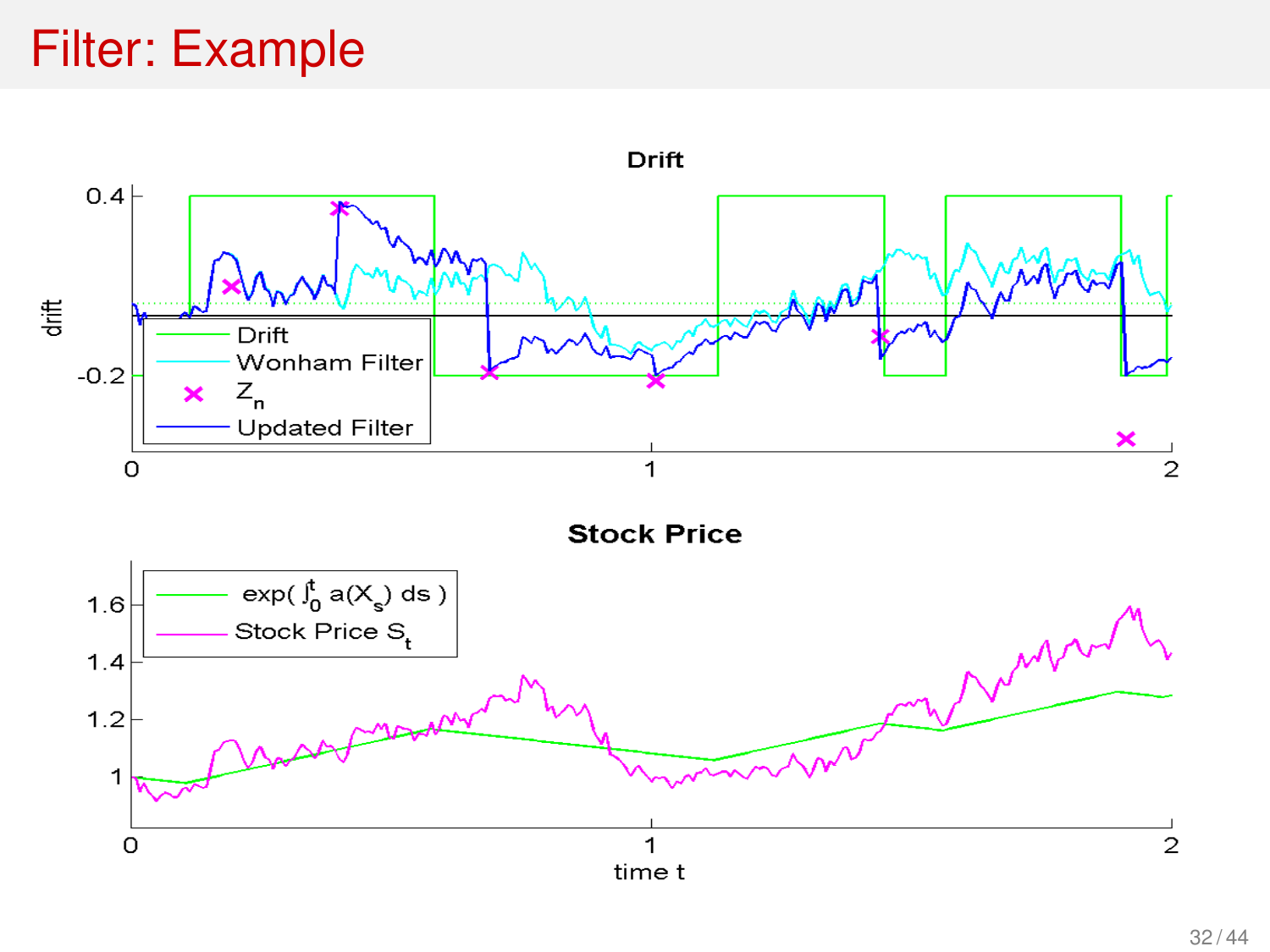# Filter: Example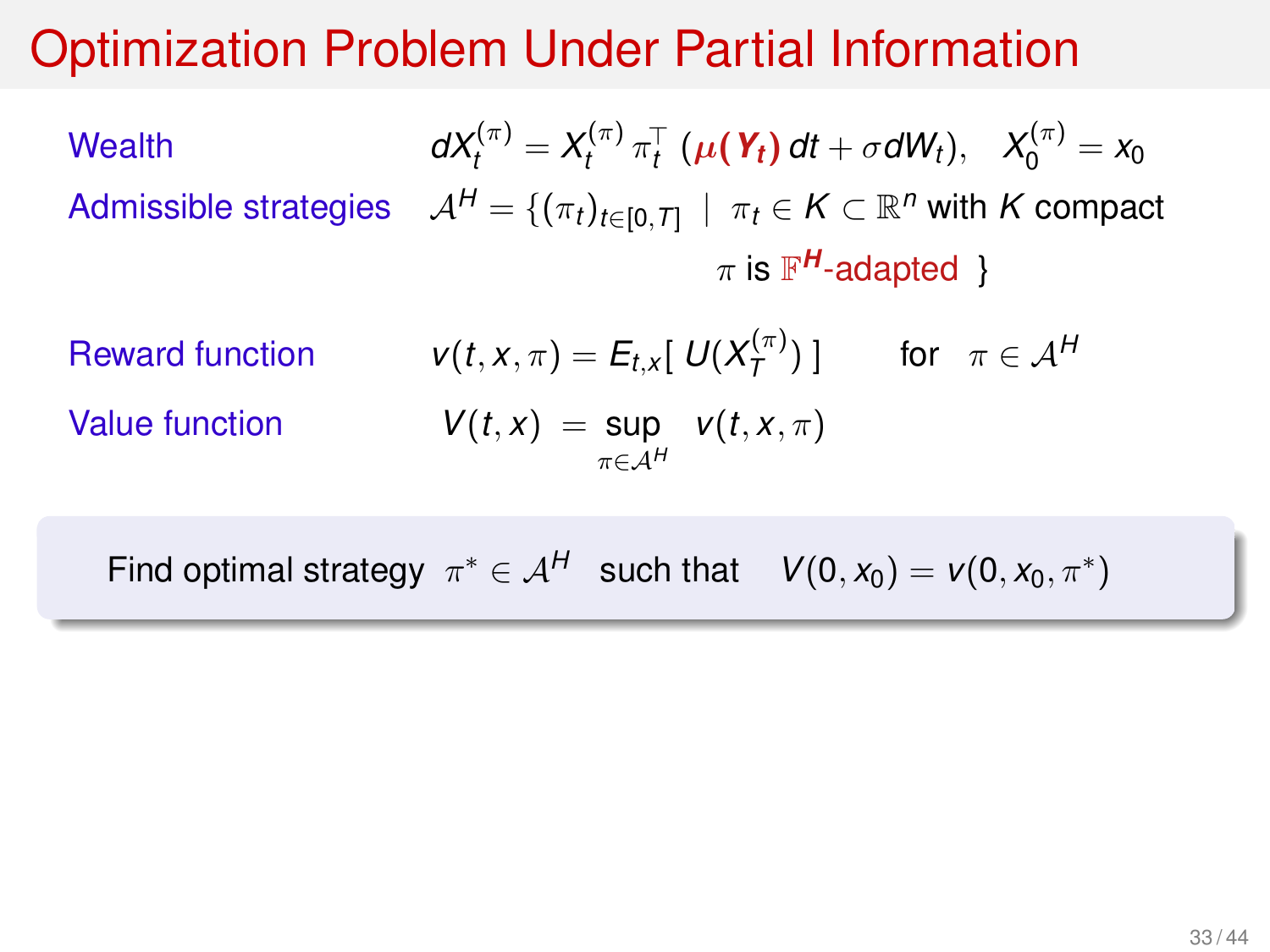# Optimization Problem Under Partial Information

**Wealth** $\quad dX_t^{(\pi)} = X_t^{(\pi)} \pi_t^\top \left( \boldsymbol{\mu(Y_t)}\, dt + \sigma dW_t \right), \quad X_0^{(\pi)} = x_0$

**Admissible strategies** $\quad \mathcal{A}^H = \{ (\pi_t)_{t \in [0,T]} \mid \pi_t \in K \subset \mathbb{R}^n$ with $K$ compact, $\pi$ is $\mathbb{F}^{\boldsymbol{H}}$-adapted $\}$

**Reward function** $\quad v(t, x, \pi) = E_{t,x}[\, U(X_T^{(\pi)}) \,] \qquad$ for $\quad \pi \in \mathcal{A}^H$

**Value function** $\quad V(t, x) = \sup_{\pi \in \mathcal{A}^H} v(t, x, \pi)$

> Find optimal strategy $\pi^* \in \mathcal{A}^H$ such that $\quad V(0, x_0) = v(0, x_0, \pi^*)$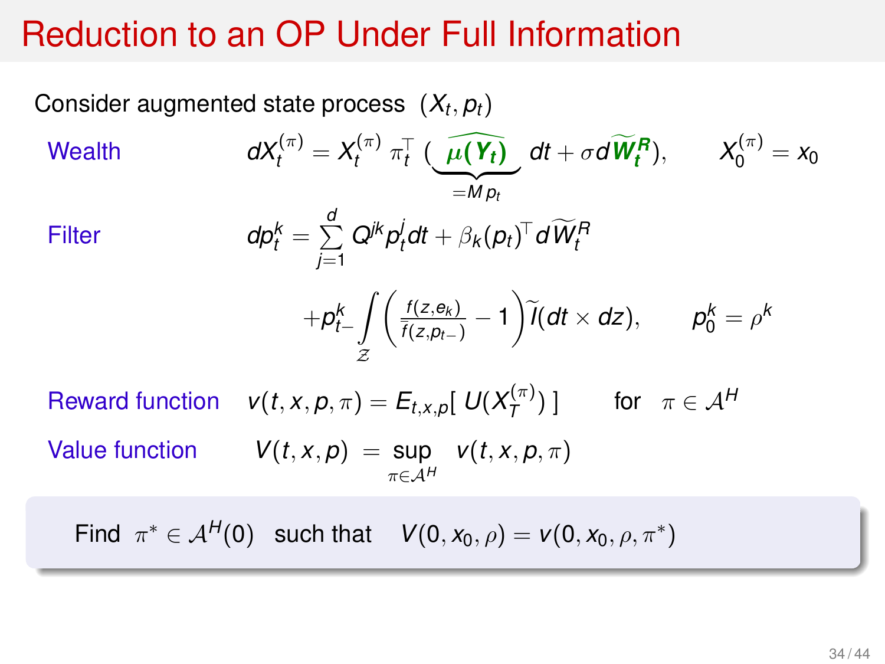# Reduction to an OP Under Full Information

Consider augmented state process $(X_t, p_t)$

**Wealth**

$$dX_t^{(\pi)} = X_t^{(\pi)}\, \pi_t^\top \big( \underbrace{\widehat{\mu(Y_t)}}_{=M\, p_t}\, dt + \sigma d\widetilde{W}_t^R \big), \qquad X_0^{(\pi)} = x_0$$

**Filter**

$$dp_t^k = \sum_{j=1}^{d} Q^{jk} p_t^j dt + \beta_k(p_t)^\top d\widetilde{W}_t^R$$

$$+ p_{t-}^k \int_{\mathcal{Z}} \left( \frac{f(z, e_k)}{\bar{f}(z, p_{t-})} - 1 \right) \widetilde{I}(dt \times dz), \qquad p_0^k = \rho^k$$

**Reward function** $\quad v(t, x, p, \pi) = E_{t,x,p}[\, U(X_T^{(\pi)})\,] \qquad$ for $\quad \pi \in \mathcal{A}^H$

**Value function** $\quad V(t, x, p) \;=\; \sup_{\pi \in \mathcal{A}^H} \; v(t, x, p, \pi)$

> Find $\pi^* \in \mathcal{A}^H(0)$ such that $\quad V(0, x_0, \rho) = v(0, x_0, \rho, \pi^*)$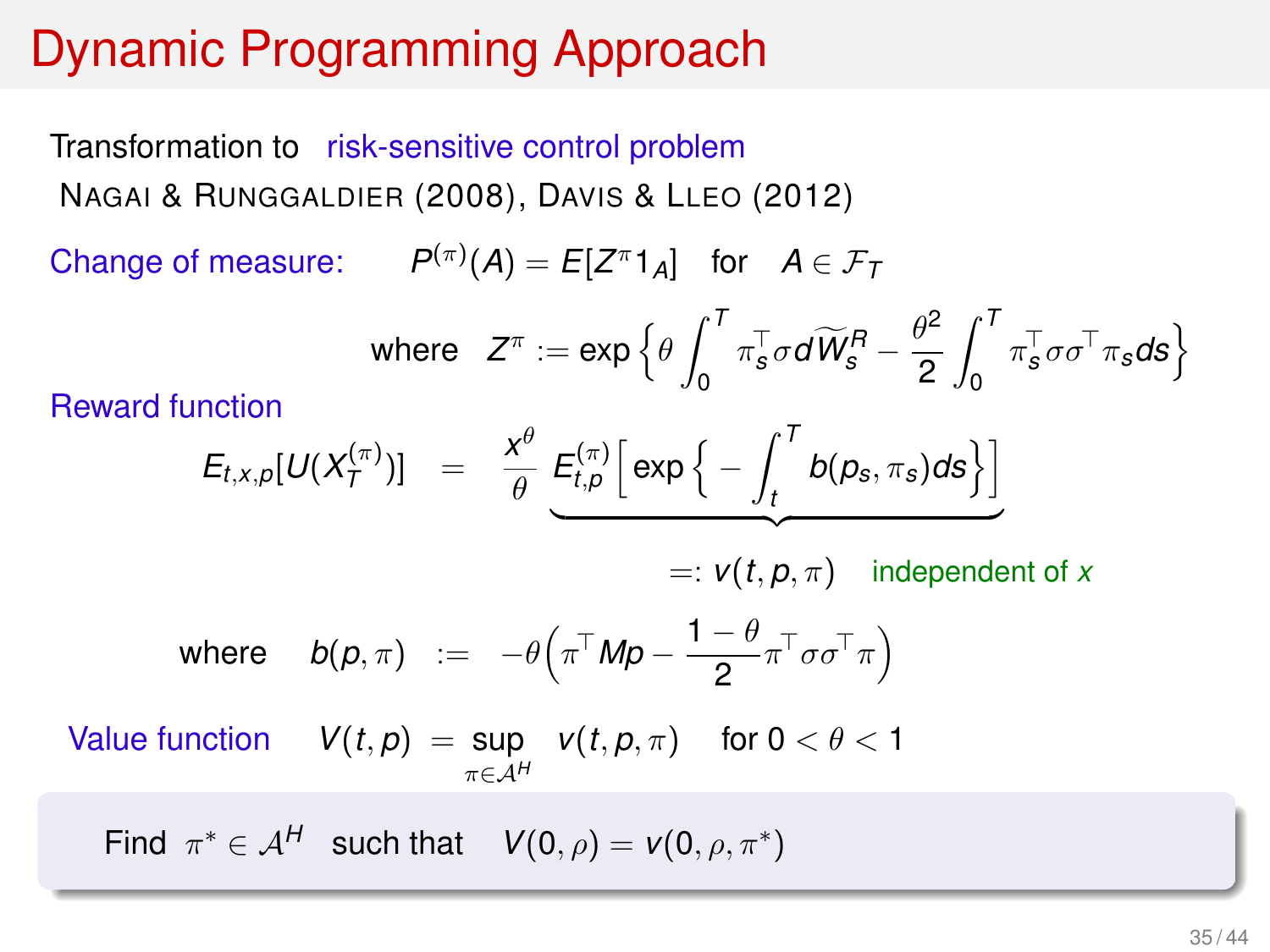# Dynamic Programming Approach

Transformation to risk-sensitive control problem

Nagai & Runggaldier (2008), Davis & Lleo (2012)

Change of measure: $P^{(\pi)}(A) = E[Z^{\pi} 1_A]$ for $A \in \mathcal{F}_T$

$$\text{where} \quad Z^{\pi} := \exp\Big\{\theta \int_0^T \pi_s^{\top} \sigma d\widetilde{W}_s^R - \frac{\theta^2}{2} \int_0^T \pi_s^{\top} \sigma \sigma^{\top} \pi_s ds\Big\}$$

Reward function

$$E_{t,x,p}[U(X_T^{(\pi)})] = \frac{x^{\theta}}{\theta} \underbrace{E_{t,p}^{(\pi)}\Big[\exp\Big\{-\int_t^T b(p_s, \pi_s) ds\Big\}\Big]}_{=: \, v(t,p,\pi) \quad \text{independent of } x}$$

$$\text{where} \quad b(p,\pi) := -\theta\Big(\pi^{\top} M p - \frac{1-\theta}{2} \pi^{\top} \sigma \sigma^{\top} \pi\Big)$$

Value function $\quad V(t,p) = \sup_{\pi \in \mathcal{A}^H} v(t,p,\pi) \quad$ for $0 < \theta < 1$

Find $\pi^* \in \mathcal{A}^H$ such that $\quad V(0,\rho) = v(0,\rho,\pi^*)$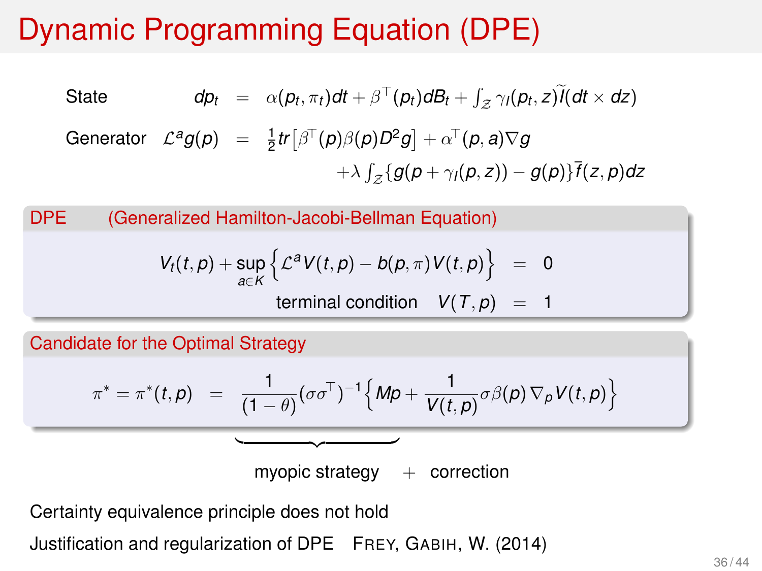# Dynamic Programming Equation (DPE)

State $\quad dp_t = \alpha(p_t, \pi_t)dt + \beta^\top(p_t)dB_t + \int_{\mathcal{Z}} \gamma_I(p_t, z)\widetilde{I}(dt \times dz)$

Generator $\quad \mathcal{L}^a g(p) = \frac{1}{2} tr\left[\beta^\top(p)\beta(p)D^2 g\right] + \alpha^\top(p, a)\nabla g + \lambda \int_{\mathcal{Z}} \{g(p + \gamma_I(p, z)) - g(p)\}\overline{f}(z, p)dz$

**DPE** (Generalized Hamilton-Jacobi-Bellman Equation)

$$V_t(t, p) + \sup_{a \in K} \left\{ \mathcal{L}^a V(t, p) - b(p, \pi) V(t, p) \right\} = 0$$

$$\text{terminal condition} \quad V(T, p) = 1$$

**Candidate for the Optimal Strategy**

$$\pi^* = \pi^*(t, p) = \underbrace{\frac{1}{(1-\theta)}(\sigma\sigma^\top)^{-1}}\left\{ Mp + \frac{1}{V(t, p)} \sigma\beta(p) \nabla_p V(t, p) \right\}$$

myopic strategy $+$ correction

Certainty equivalence principle does not hold

Justification and regularization of DPE  Frey, Gabih, W. (2014)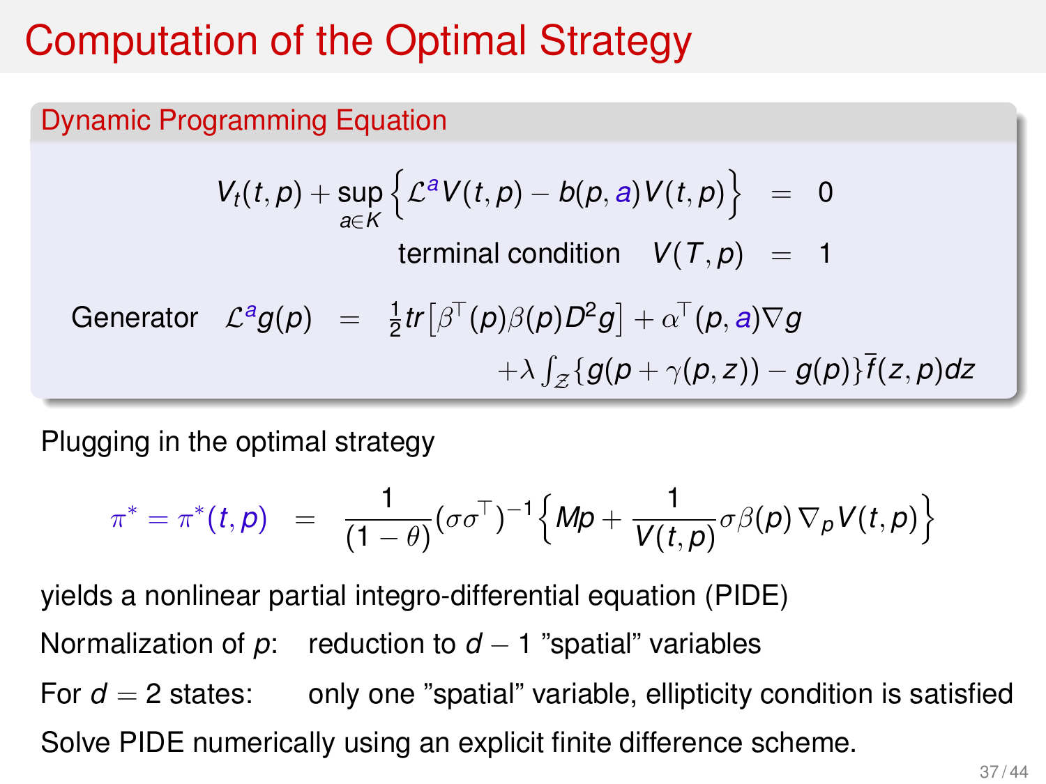# Computation of the Optimal Strategy

**Dynamic Programming Equation**

$$V_t(t,p) + \sup_{a \in K} \Big\{ \mathcal{L}^a V(t,p) - b(p,a) V(t,p) \Big\} \;=\; 0$$

$$\text{terminal condition} \quad V(T,p) \;=\; 1$$

$$\text{Generator} \quad \mathcal{L}^a g(p) \;=\; \tfrac{1}{2} tr\big[\beta^\top(p)\beta(p) D^2 g\big] + \alpha^\top(p,a)\nabla g + \lambda \int_{\mathcal{Z}} \{g(p+\gamma(p,z)) - g(p)\} \overline{f}(z,p) dz$$

Plugging in the optimal strategy

$$\pi^* = \pi^*(t,p) \;=\; \frac{1}{(1-\theta)} (\sigma\sigma^\top)^{-1} \Big\{ Mp + \frac{1}{V(t,p)} \sigma\beta(p) \nabla_p V(t,p) \Big\}$$

yields a nonlinear partial integro-differential equation (PIDE)

Normalization of $p$: reduction to $d-1$ "spatial" variables

For $d=2$ states: only one "spatial" variable, ellipticity condition is satisfied

Solve PIDE numerically using an explicit finite difference scheme.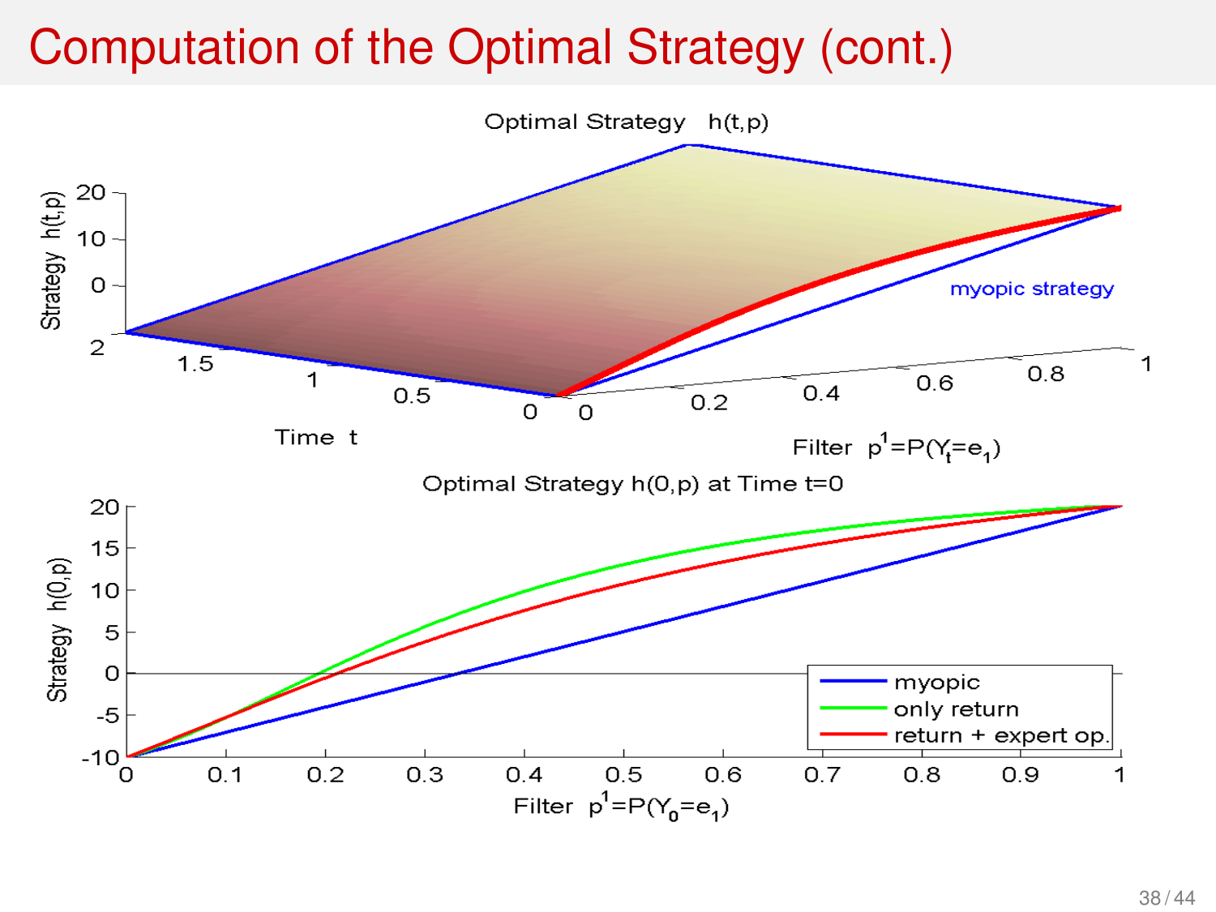# Computation of the Optimal Strategy (cont.)

Optimal Strategy $h(t,p)$

Strategy $h(t,p)$

myopic strategy

Time $t$

Filter $p^1 = P(Y_t = e_1)$

Optimal Strategy $h(0,p)$ at Time $t=0$

Strategy $h(0,p)$

Filter $p^1 = P(Y_0 = e_1)$

- myopic
- only return
- return + expert op.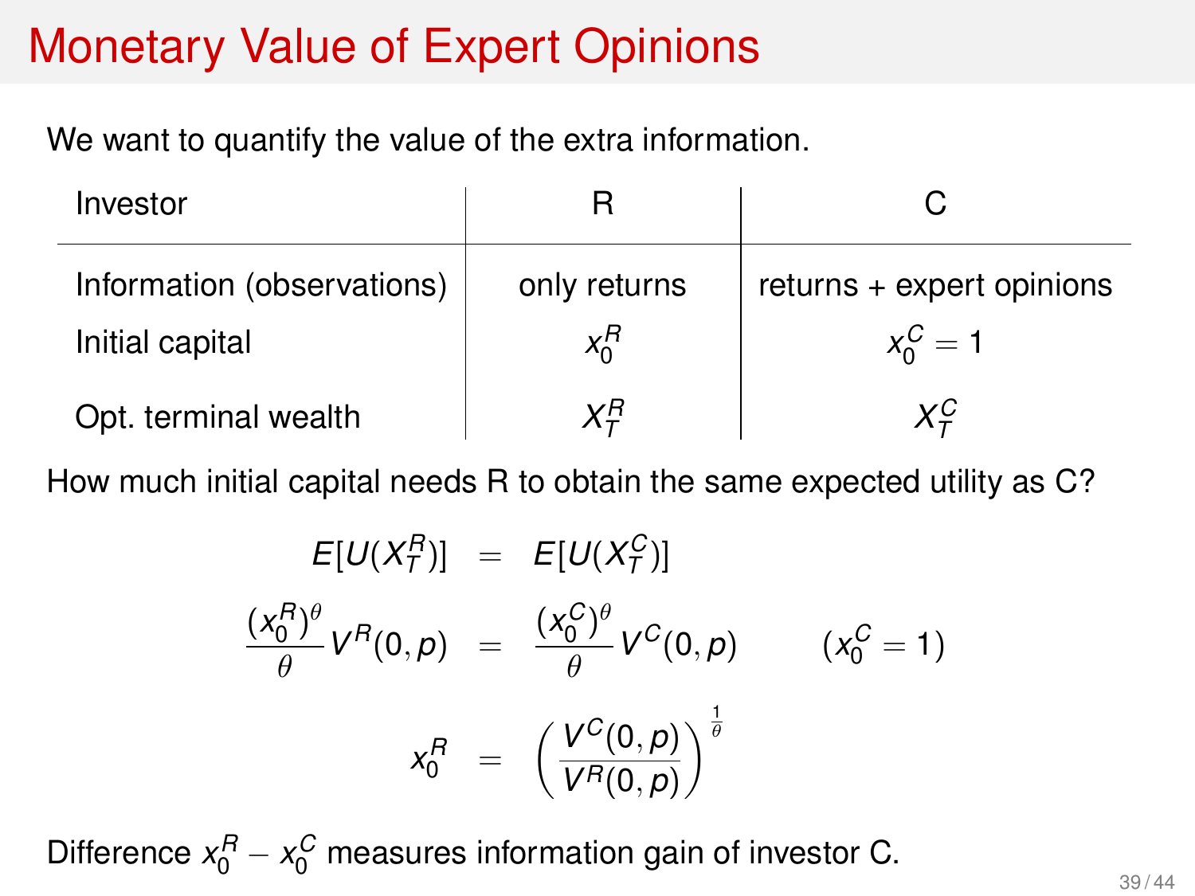# Monetary Value of Expert Opinions

We want to quantify the value of the extra information.

| Investor | R | C |
|---|---|---|
| Information (observations) | only returns | returns + expert opinions |
| Initial capital | $x_0^R$ | $x_0^C = 1$ |
| Opt. terminal wealth | $X_T^R$ | $X_T^C$ |

How much initial capital needs R to obtain the same expected utility as C?

$$
\begin{aligned}
E[U(X_T^R)] &= E[U(X_T^C)] \\
\frac{(x_0^R)^\theta}{\theta} V^R(0,p) &= \frac{(x_0^C)^\theta}{\theta} V^C(0,p) \qquad (x_0^C = 1) \\
x_0^R &= \left( \frac{V^C(0,p)}{V^R(0,p)} \right)^{\frac{1}{\theta}}
\end{aligned}
$$

Difference $x_0^R - x_0^C$ measures information gain of investor C.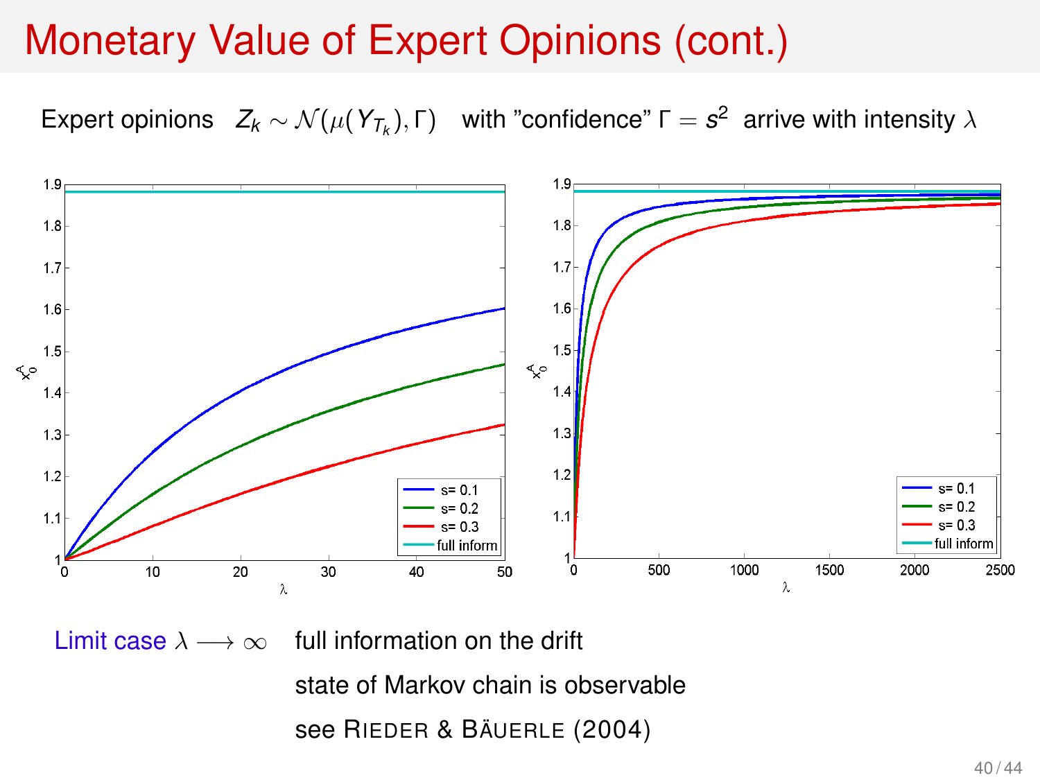# Monetary Value of Expert Opinions (cont.)

Expert opinions $Z_k \sim \mathcal{N}(\mu(Y_{T_k}), \Gamma)$ with "confidence" $\Gamma = s^2$ arrive with intensity $\lambda$

**Limit case** $\lambda \longrightarrow \infty$ full information on the drift

state of Markov chain is observable

see RIEDER & BÄUERLE (2004)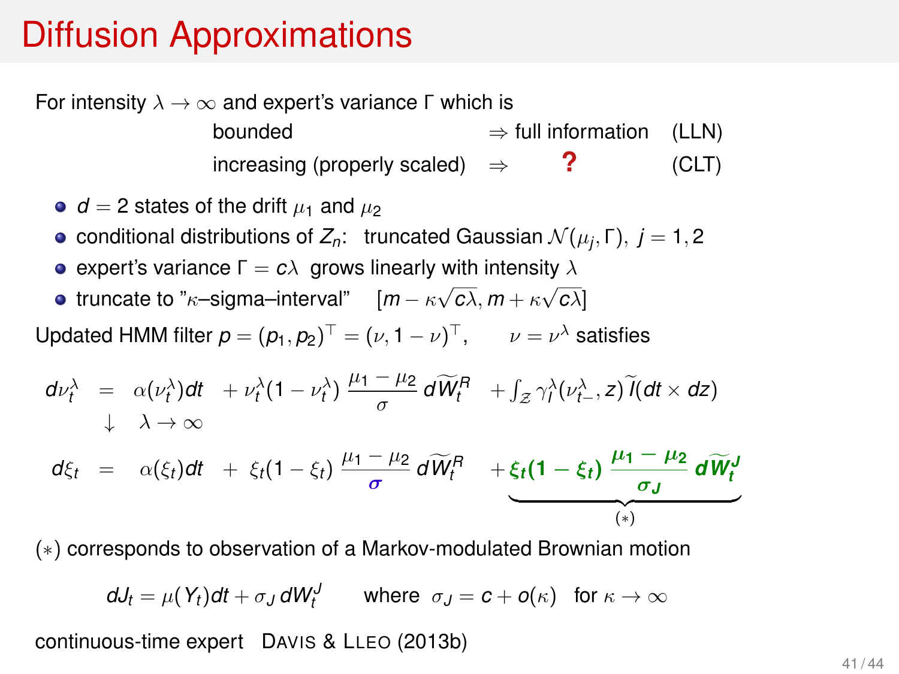# Diffusion Approximations

For intensity $\lambda \to \infty$ and expert's variance $\Gamma$ which is

| | | |
|---|---|---|
| bounded | $\Rightarrow$ full information | (LLN) |
| increasing (properly scaled) | $\Rightarrow$ **?** | (CLT) |

- $d = 2$ states of the drift $\mu_1$ and $\mu_2$
- conditional distributions of $Z_n$: truncated Gaussian $\mathcal{N}(\mu_j, \Gamma), \; j = 1, 2$
- expert's variance $\Gamma = c\lambda$ grows linearly with intensity $\lambda$
- truncate to "$\kappa$–sigma–interval" $\quad [m - \kappa\sqrt{c\lambda}, m + \kappa\sqrt{c\lambda}]$

Updated HMM filter $p = (p_1, p_2)^\top = (\nu, 1-\nu)^\top, \qquad \nu = \nu^\lambda$ satisfies

$$
\begin{aligned}
d\nu_t^\lambda &= \alpha(\nu_t^\lambda)dt + \nu_t^\lambda(1-\nu_t^\lambda)\,\frac{\mu_1 - \mu_2}{\sigma}\,d\widetilde{W}_t^R + \int_{\mathcal{Z}} \gamma_I^\lambda(\nu_{t-}^\lambda, z)\,\widetilde{I}(dt \times dz) \\
&\downarrow \quad \lambda \to \infty \\
d\xi_t &= \alpha(\xi_t)dt + \xi_t(1-\xi_t)\,\frac{\mu_1 - \mu_2}{\boldsymbol{\sigma}}\,d\widetilde{W}_t^R + \underbrace{\boldsymbol{\xi_t(1-\xi_t)\,\frac{\mu_1 - \mu_2}{\sigma_J}\,d\widetilde{W}_t^J}}_{(*)}
\end{aligned}
$$

$(*)$ corresponds to observation of a Markov-modulated Brownian motion

$$
dJ_t = \mu(Y_t)dt + \sigma_J\,dW_t^J \qquad \text{where } \; \sigma_J = c + o(\kappa) \;\; \text{for } \kappa \to \infty
$$

continuous-time expert Davis & Lleo (2013b)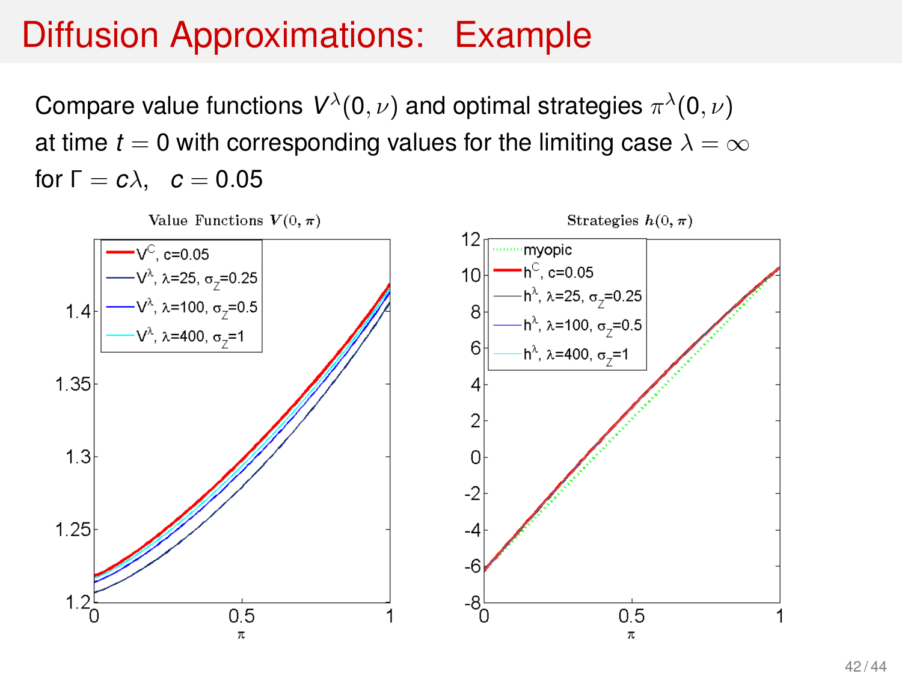# Diffusion Approximations: Example

Compare value functions $V^{\lambda}(0,\nu)$ and optimal strategies $\pi^{\lambda}(0,\nu)$ at time $t=0$ with corresponding values for the limiting case $\lambda=\infty$ for $\Gamma = c\lambda, \quad c = 0.05$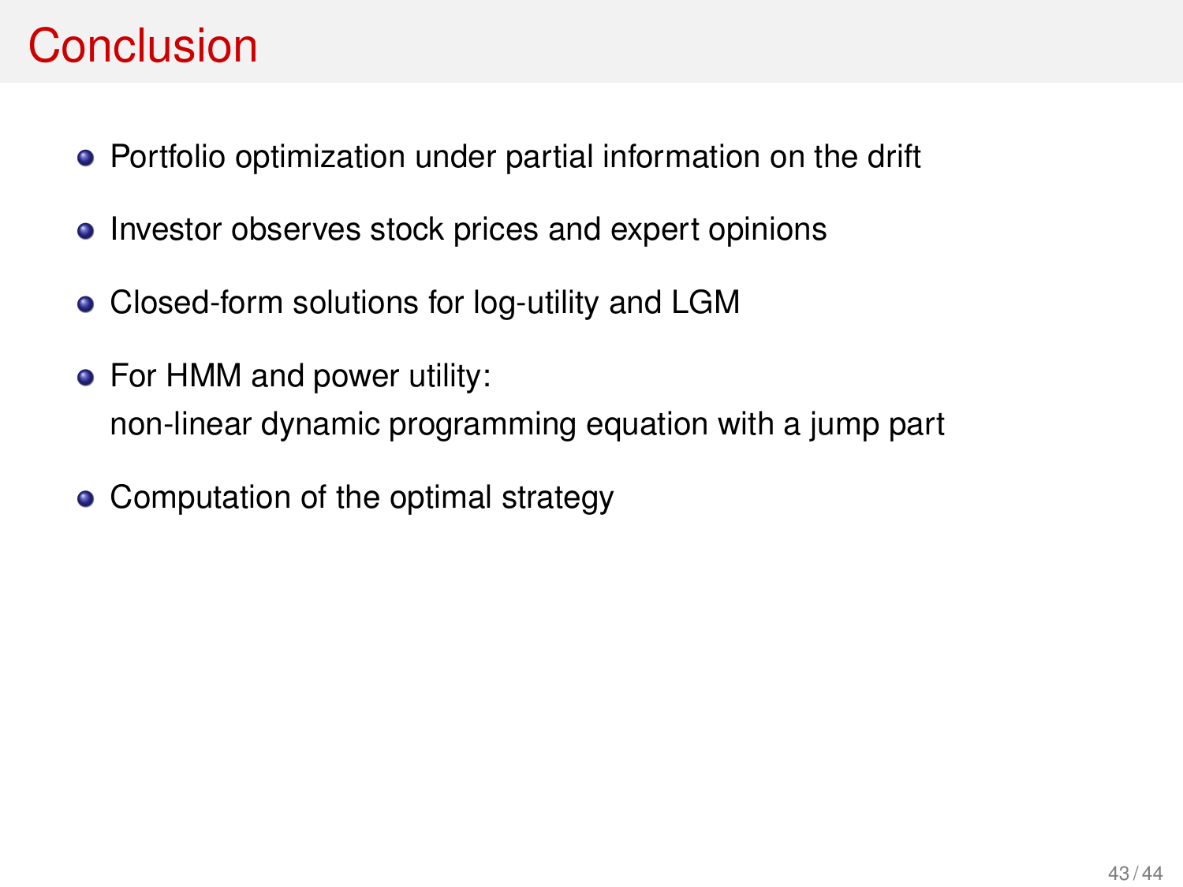# Conclusion

- Portfolio optimization under partial information on the drift
- Investor observes stock prices and expert opinions
- Closed-form solutions for log-utility and LGM
- For HMM and power utility:
  non-linear dynamic programming equation with a jump part
- Computation of the optimal strategy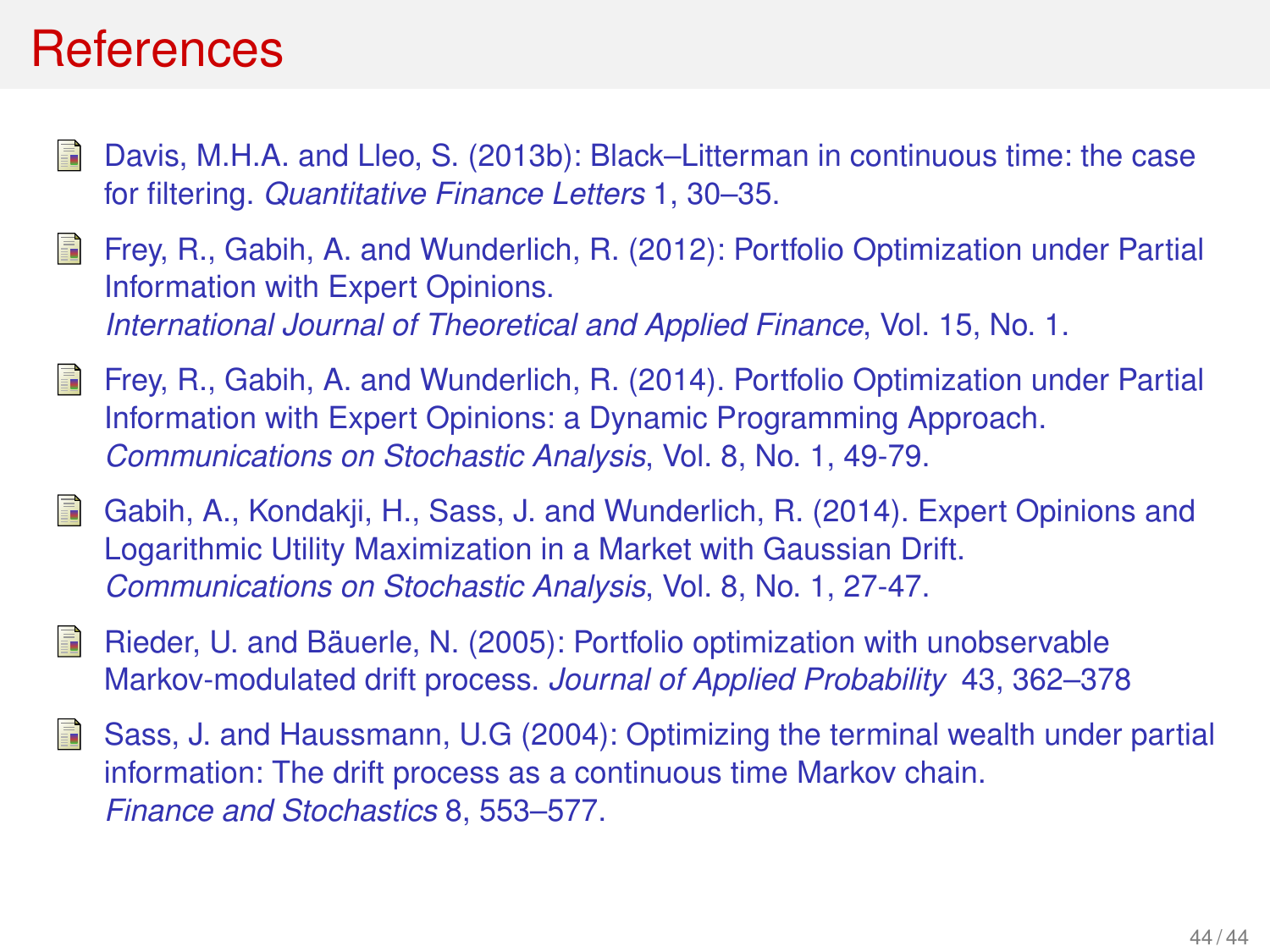# References

- Davis, M.H.A. and Lleo, S. (2013b): Black–Litterman in continuous time: the case for filtering. *Quantitative Finance Letters* 1, 30–35.
- Frey, R., Gabih, A. and Wunderlich, R. (2012): Portfolio Optimization under Partial Information with Expert Opinions. *International Journal of Theoretical and Applied Finance*, Vol. 15, No. 1.
- Frey, R., Gabih, A. and Wunderlich, R. (2014). Portfolio Optimization under Partial Information with Expert Opinions: a Dynamic Programming Approach. *Communications on Stochastic Analysis*, Vol. 8, No. 1, 49-79.
- Gabih, A., Kondakji, H., Sass, J. and Wunderlich, R. (2014). Expert Opinions and Logarithmic Utility Maximization in a Market with Gaussian Drift. *Communications on Stochastic Analysis*, Vol. 8, No. 1, 27-47.
- Rieder, U. and Bäuerle, N. (2005): Portfolio optimization with unobservable Markov-modulated drift process. *Journal of Applied Probability* 43, 362–378
- Sass, J. and Haussmann, U.G (2004): Optimizing the terminal wealth under partial information: The drift process as a continuous time Markov chain. *Finance and Stochastics* 8, 553–577.